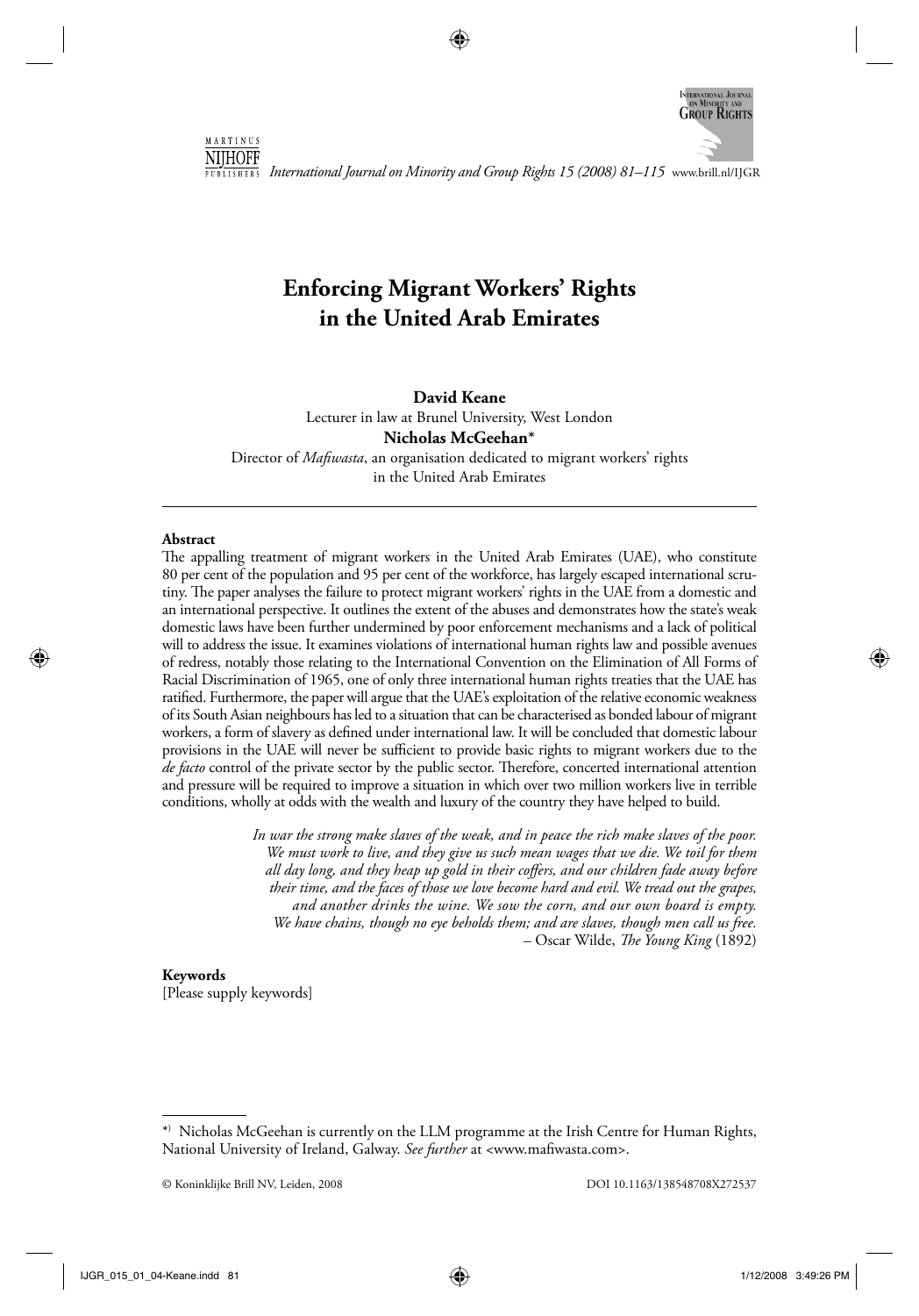# Enforcing Migrant Workers' Rights in the United Arab Emirates

**David Keane**

Lecturer in law at Brunel University, West London

**Nicholas McGeehan***

Director of *Mafiwasta*, an organisation dedicated to migrant workers' rights in the United Arab Emirates

---

**Abstract**

The appalling treatment of migrant workers in the United Arab Emirates (UAE), who constitute 80 per cent of the population and 95 per cent of the workforce, has largely escaped international scrutiny. The paper analyses the failure to protect migrant workers' rights in the UAE from a domestic and an international perspective. It outlines the extent of the abuses and demonstrates how the state's weak domestic laws have been further undermined by poor enforcement mechanisms and a lack of political will to address the issue. It examines violations of international human rights law and possible avenues of redress, notably those relating to the International Convention on the Elimination of All Forms of Racial Discrimination of 1965, one of only three international human rights treaties that the UAE has ratified. Furthermore, the paper will argue that the UAE's exploitation of the relative economic weakness of its South Asian neighbours has led to a situation that can be characterised as bonded labour of migrant workers, a form of slavery as defined under international law. It will be concluded that domestic labour provisions in the UAE will never be sufficient to provide basic rights to migrant workers due to the *de facto* control of the private sector by the public sector. Therefore, concerted international attention and pressure will be required to improve a situation in which over two million workers live in terrible conditions, wholly at odds with the wealth and luxury of the country they have helped to build.

> *In war the strong make slaves of the weak, and in peace the rich make slaves of the poor. We must work to live, and they give us such mean wages that we die. We toil for them all day long, and they heap up gold in their coffers, and our children fade away before their time, and the faces of those we love become hard and evil. We tread out the grapes, and another drinks the wine. We sow the corn, and our own board is empty. We have chains, though no eye beholds them; and are slaves, though men call us free.*
> – Oscar Wilde, *The Young King* (1892)

**Keywords**

[Please supply keywords]

---

*) Nicholas McGeehan is currently on the LLM programme at the Irish Centre for Human Rights, National University of Ireland, Galway. *See further* at <www.mafiwasta.com>.

© Koninklijke Brill NV, Leiden, 2008 DOI 10.1163/138548708X272537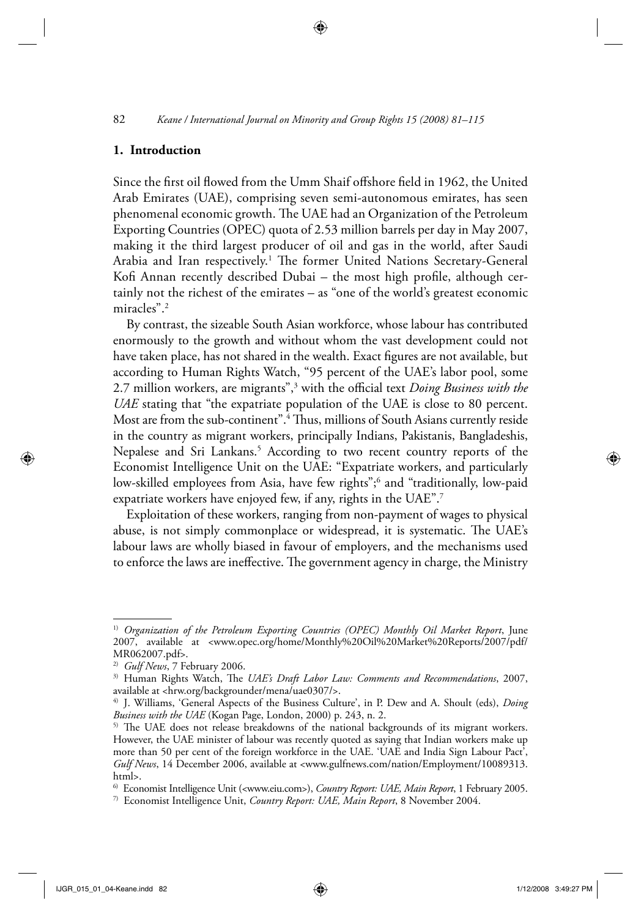## 1. Introduction

Since the first oil flowed from the Umm Shaif offshore field in 1962, the United Arab Emirates (UAE), comprising seven semi-autonomous emirates, has seen phenomenal economic growth. The UAE had an Organization of the Petroleum Exporting Countries (OPEC) quota of 2.53 million barrels per day in May 2007, making it the third largest producer of oil and gas in the world, after Saudi Arabia and Iran respectively.[1] The former United Nations Secretary-General Kofi Annan recently described Dubai – the most high profile, although certainly not the richest of the emirates – as "one of the world's greatest economic miracles".[2]

By contrast, the sizeable South Asian workforce, whose labour has contributed enormously to the growth and without whom the vast development could not have taken place, has not shared in the wealth. Exact figures are not available, but according to Human Rights Watch, "95 percent of the UAE's labor pool, some 2.7 million workers, are migrants",[3] with the official text *Doing Business with the UAE* stating that "the expatriate population of the UAE is close to 80 percent. Most are from the sub-continent".[4] Thus, millions of South Asians currently reside in the country as migrant workers, principally Indians, Pakistanis, Bangladeshis, Nepalese and Sri Lankans.[5] According to two recent country reports of the Economist Intelligence Unit on the UAE: "Expatriate workers, and particularly low-skilled employees from Asia, have few rights";[6] and "traditionally, low-paid expatriate workers have enjoyed few, if any, rights in the UAE".[7]

Exploitation of these workers, ranging from non-payment of wages to physical abuse, is not simply commonplace or widespread, it is systematic. The UAE's labour laws are wholly biased in favour of employers, and the mechanisms used to enforce the laws are ineffective. The government agency in charge, the Ministry

---

1) *Organization of the Petroleum Exporting Countries (OPEC) Monthly Oil Market Report*, June 2007, available at <www.opec.org/home/Monthly%20Oil%20Market%20Reports/2007/pdf/MR062007.pdf>.

2) *Gulf News*, 7 February 2006.

3) Human Rights Watch, The *UAE's Draft Labor Law: Comments and Recommendations*, 2007, available at <hrw.org/backgrounder/mena/uae0307/>.

4) J. Williams, 'General Aspects of the Business Culture', in P. Dew and A. Shoult (eds), *Doing Business with the UAE* (Kogan Page, London, 2000) p. 243, n. 2.

5) The UAE does not release breakdowns of the national backgrounds of its migrant workers. However, the UAE minister of labour was recently quoted as saying that Indian workers make up more than 50 per cent of the foreign workforce in the UAE. 'UAE and India Sign Labour Pact', *Gulf News*, 14 December 2006, available at <www.gulfnews.com/nation/Employment/10089313.html>.

6) Economist Intelligence Unit (<www.eiu.com>), *Country Report: UAE, Main Report*, 1 February 2005.

7) Economist Intelligence Unit, *Country Report: UAE, Main Report*, 8 November 2004.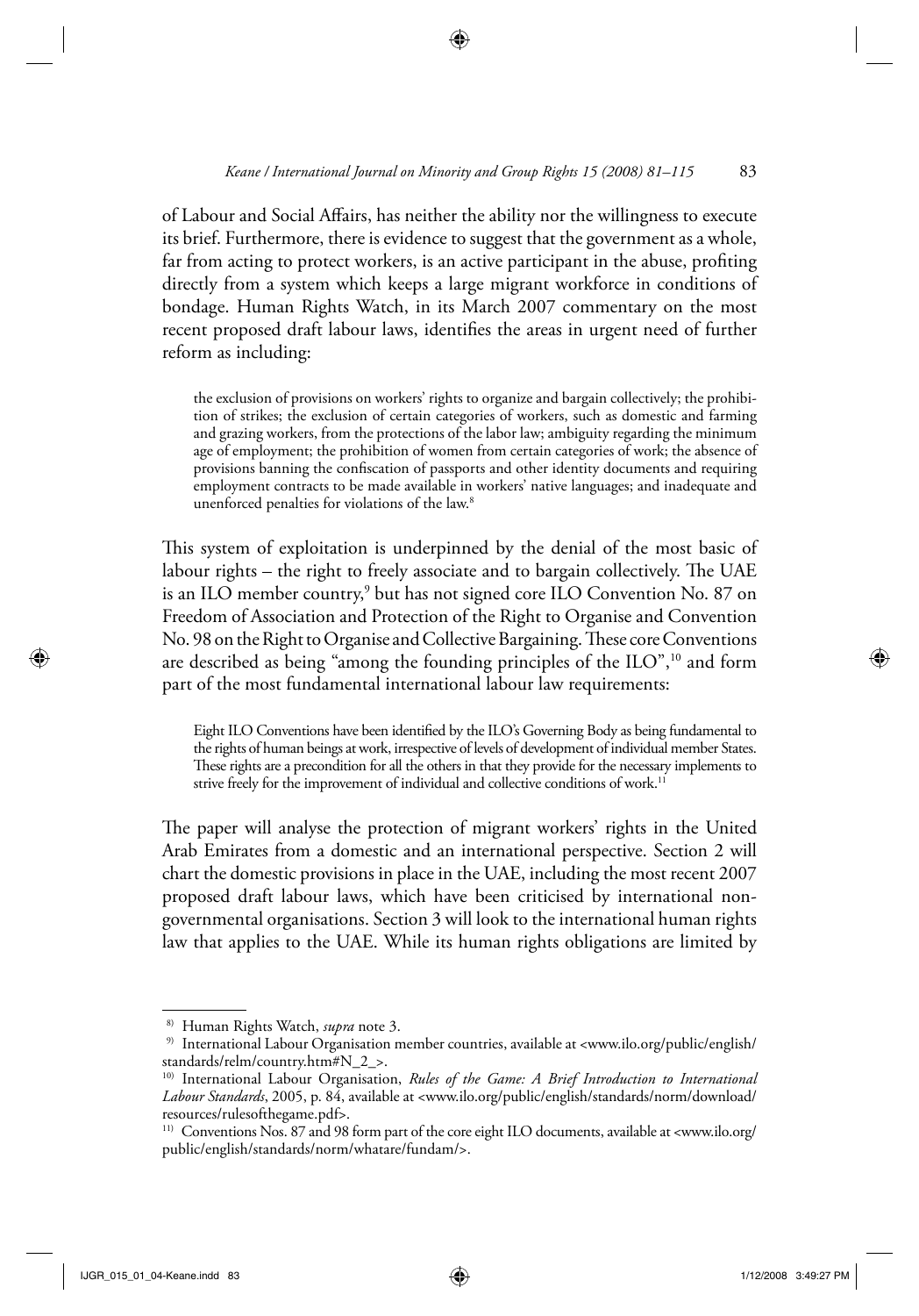of Labour and Social Affairs, has neither the ability nor the willingness to execute its brief. Furthermore, there is evidence to suggest that the government as a whole, far from acting to protect workers, is an active participant in the abuse, profiting directly from a system which keeps a large migrant workforce in conditions of bondage. Human Rights Watch, in its March 2007 commentary on the most recent proposed draft labour laws, identifies the areas in urgent need of further reform as including:

> the exclusion of provisions on workers' rights to organize and bargain collectively; the prohibition of strikes; the exclusion of certain categories of workers, such as domestic and farming and grazing workers, from the protections of the labor law; ambiguity regarding the minimum age of employment; the prohibition of women from certain categories of work; the absence of provisions banning the confiscation of passports and other identity documents and requiring employment contracts to be made available in workers' native languages; and inadequate and unenforced penalties for violations of the law.[8]

This system of exploitation is underpinned by the denial of the most basic of labour rights – the right to freely associate and to bargain collectively. The UAE is an ILO member country,[9] but has not signed core ILO Convention No. 87 on Freedom of Association and Protection of the Right to Organise and Convention No. 98 on the Right to Organise and Collective Bargaining. These core Conventions are described as being "among the founding principles of the ILO",[10] and form part of the most fundamental international labour law requirements:

> Eight ILO Conventions have been identified by the ILO's Governing Body as being fundamental to the rights of human beings at work, irrespective of levels of development of individual member States. These rights are a precondition for all the others in that they provide for the necessary implements to strive freely for the improvement of individual and collective conditions of work.[11]

The paper will analyse the protection of migrant workers' rights in the United Arab Emirates from a domestic and an international perspective. Section 2 will chart the domestic provisions in place in the UAE, including the most recent 2007 proposed draft labour laws, which have been criticised by international non-governmental organisations. Section 3 will look to the international human rights law that applies to the UAE. While its human rights obligations are limited by

---

[8] Human Rights Watch, *supra* note 3.

[9] International Labour Organisation member countries, available at <www.ilo.org/public/english/standards/relm/country.htm#N_2_>.

[10] International Labour Organisation, *Rules of the Game: A Brief Introduction to International Labour Standards*, 2005, p. 84, available at <www.ilo.org/public/english/standards/norm/download/resources/rulesofthegame.pdf>.

[11] Conventions Nos. 87 and 98 form part of the core eight ILO documents, available at <www.ilo.org/public/english/standards/norm/whatare/fundam/>.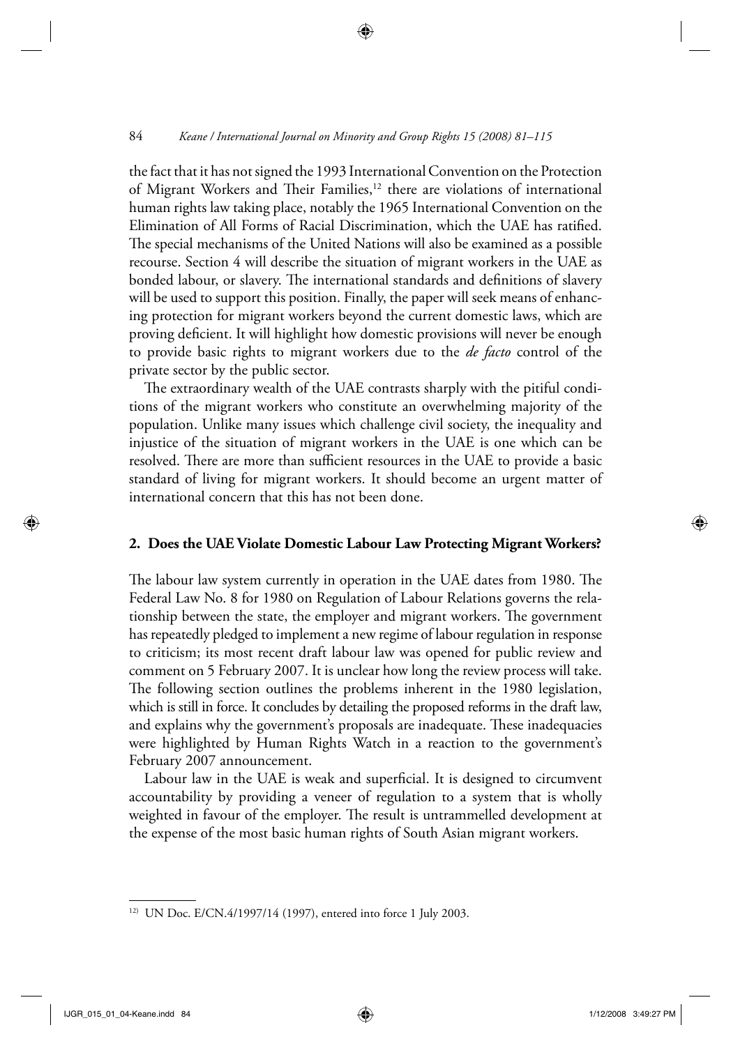the fact that it has not signed the 1993 International Convention on the Protection of Migrant Workers and Their Families,[12] there are violations of international human rights law taking place, notably the 1965 International Convention on the Elimination of All Forms of Racial Discrimination, which the UAE has ratified. The special mechanisms of the United Nations will also be examined as a possible recourse. Section 4 will describe the situation of migrant workers in the UAE as bonded labour, or slavery. The international standards and definitions of slavery will be used to support this position. Finally, the paper will seek means of enhancing protection for migrant workers beyond the current domestic laws, which are proving deficient. It will highlight how domestic provisions will never be enough to provide basic rights to migrant workers due to the *de facto* control of the private sector by the public sector.

The extraordinary wealth of the UAE contrasts sharply with the pitiful conditions of the migrant workers who constitute an overwhelming majority of the population. Unlike many issues which challenge civil society, the inequality and injustice of the situation of migrant workers in the UAE is one which can be resolved. There are more than sufficient resources in the UAE to provide a basic standard of living for migrant workers. It should become an urgent matter of international concern that this has not been done.

## 2. Does the UAE Violate Domestic Labour Law Protecting Migrant Workers?

The labour law system currently in operation in the UAE dates from 1980. The Federal Law No. 8 for 1980 on Regulation of Labour Relations governs the relationship between the state, the employer and migrant workers. The government has repeatedly pledged to implement a new regime of labour regulation in response to criticism; its most recent draft labour law was opened for public review and comment on 5 February 2007. It is unclear how long the review process will take. The following section outlines the problems inherent in the 1980 legislation, which is still in force. It concludes by detailing the proposed reforms in the draft law, and explains why the government's proposals are inadequate. These inadequacies were highlighted by Human Rights Watch in a reaction to the government's February 2007 announcement.

Labour law in the UAE is weak and superficial. It is designed to circumvent accountability by providing a veneer of regulation to a system that is wholly weighted in favour of the employer. The result is untrammelled development at the expense of the most basic human rights of South Asian migrant workers.

---

[12] UN Doc. E/CN.4/1997/14 (1997), entered into force 1 July 2003.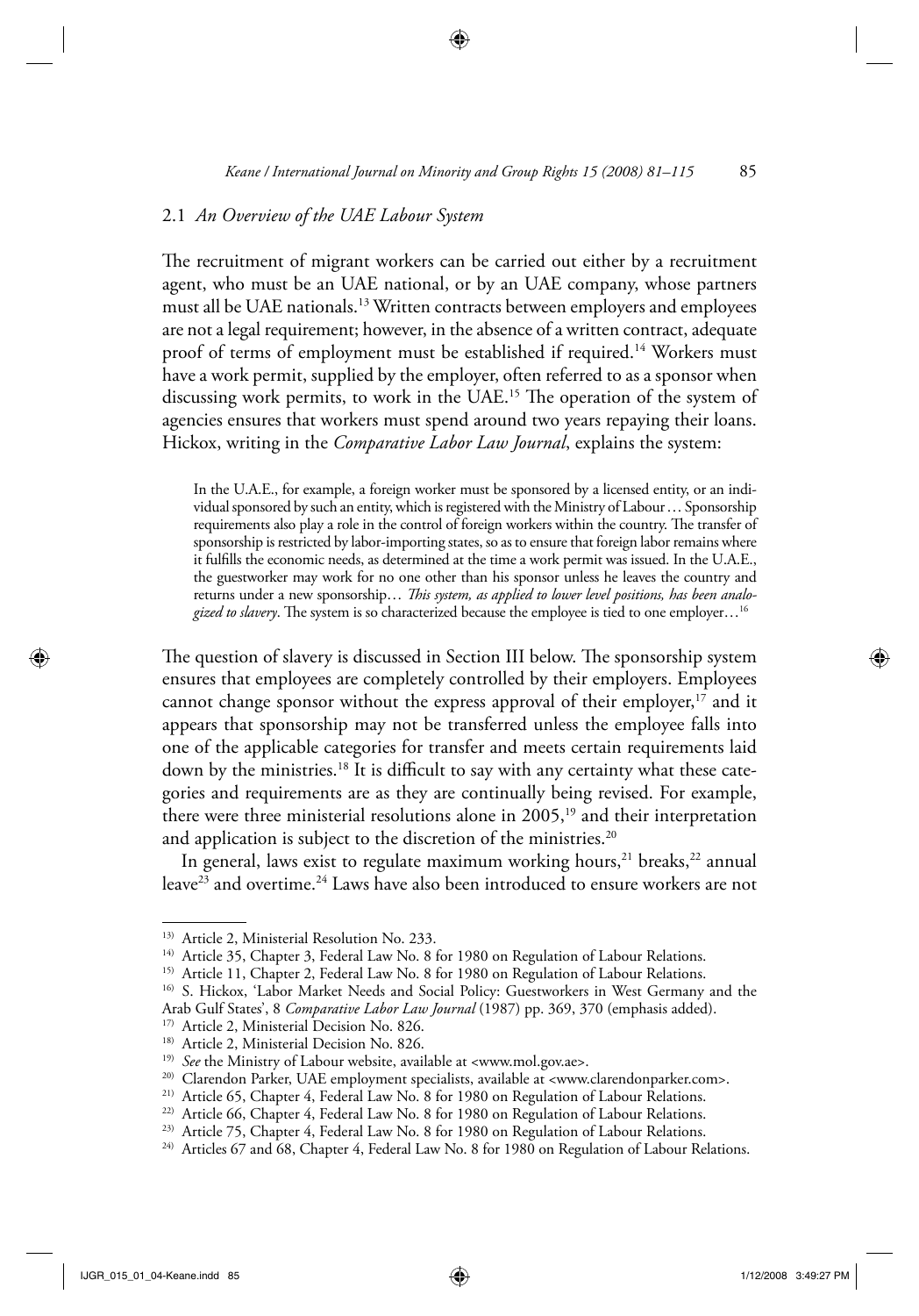### 2.1 *An Overview of the UAE Labour System*

The recruitment of migrant workers can be carried out either by a recruitment agent, who must be an UAE national, or by an UAE company, whose partners must all be UAE nationals.[13] Written contracts between employers and employees are not a legal requirement; however, in the absence of a written contract, adequate proof of terms of employment must be established if required.[14] Workers must have a work permit, supplied by the employer, often referred to as a sponsor when discussing work permits, to work in the UAE.[15] The operation of the system of agencies ensures that workers must spend around two years repaying their loans. Hickox, writing in the *Comparative Labor Law Journal*, explains the system:

> In the U.A.E., for example, a foreign worker must be sponsored by a licensed entity, or an individual sponsored by such an entity, which is registered with the Ministry of Labour . . . Sponsorship requirements also play a role in the control of foreign workers within the country. The transfer of sponsorship is restricted by labor-importing states, so as to ensure that foreign labor remains where it fulfills the economic needs, as determined at the time a work permit was issued. In the U.A.E., the guestworker may work for no one other than his sponsor unless he leaves the country and returns under a new sponsorship . . . *This system, as applied to lower level positions, has been analogized to slavery*. The system is so characterized because the employee is tied to one employer . . .[16]

The question of slavery is discussed in Section III below. The sponsorship system ensures that employees are completely controlled by their employers. Employees cannot change sponsor without the express approval of their employer,[17] and it appears that sponsorship may not be transferred unless the employee falls into one of the applicable categories for transfer and meets certain requirements laid down by the ministries.[18] It is difficult to say with any certainty what these categories and requirements are as they are continually being revised. For example, there were three ministerial resolutions alone in 2005,[19] and their interpretation and application is subject to the discretion of the ministries.[20]

In general, laws exist to regulate maximum working hours,[21] breaks,[22] annual leave[23] and overtime.[24] Laws have also been introduced to ensure workers are not

---

13) Article 2, Ministerial Resolution No. 233.

14) Article 35, Chapter 3, Federal Law No. 8 for 1980 on Regulation of Labour Relations.

15) Article 11, Chapter 2, Federal Law No. 8 for 1980 on Regulation of Labour Relations.

16) S. Hickox, 'Labor Market Needs and Social Policy: Guestworkers in West Germany and the Arab Gulf States', 8 *Comparative Labor Law Journal* (1987) pp. 369, 370 (emphasis added).

17) Article 2, Ministerial Decision No. 826.

18) Article 2, Ministerial Decision No. 826.

19) *See* the Ministry of Labour website, available at <www.mol.gov.ae>.

20) Clarendon Parker, UAE employment specialists, available at <www.clarendonparker.com>.

21) Article 65, Chapter 4, Federal Law No. 8 for 1980 on Regulation of Labour Relations.

22) Article 66, Chapter 4, Federal Law No. 8 for 1980 on Regulation of Labour Relations.

23) Article 75, Chapter 4, Federal Law No. 8 for 1980 on Regulation of Labour Relations.

24) Articles 67 and 68, Chapter 4, Federal Law No. 8 for 1980 on Regulation of Labour Relations.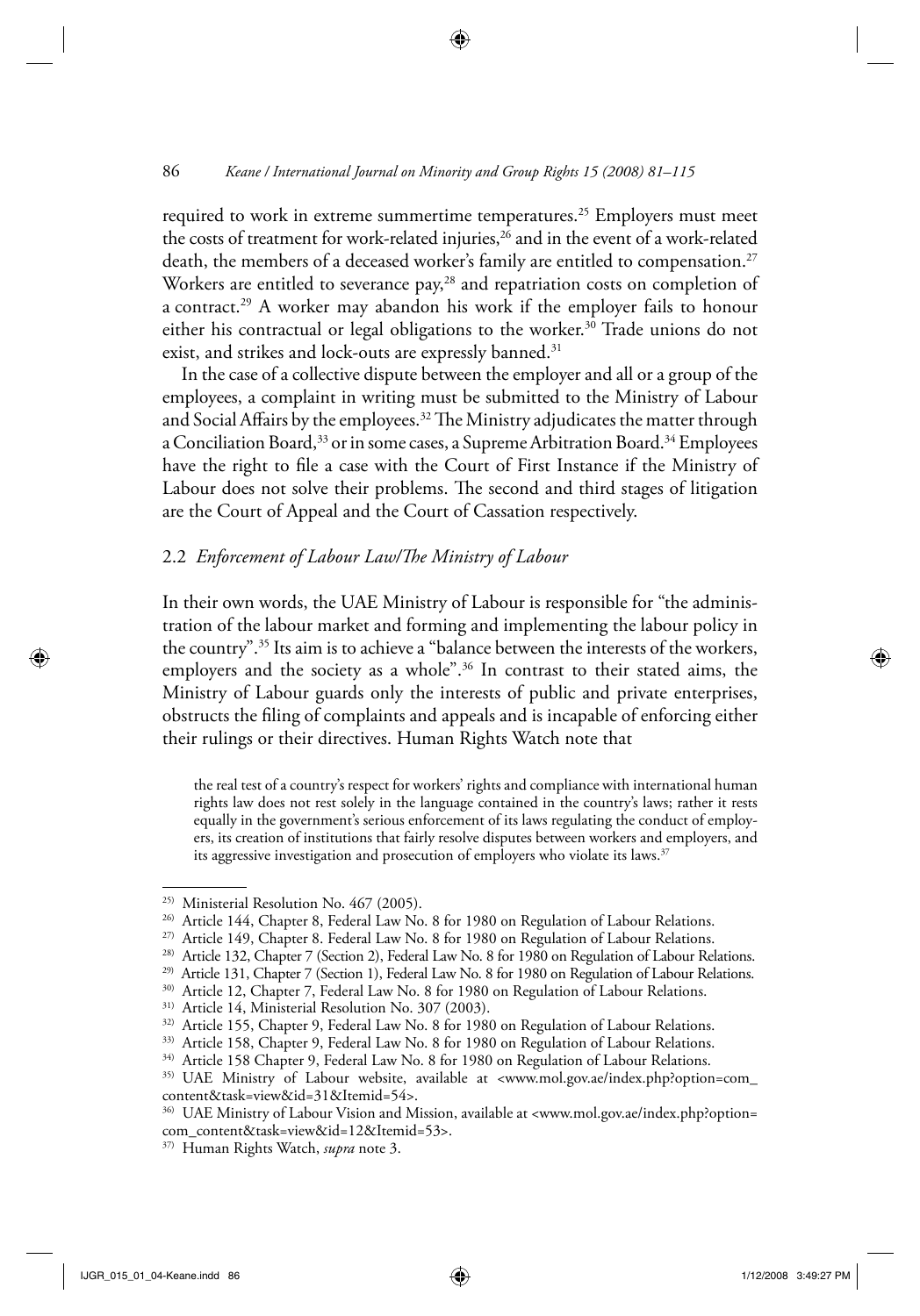required to work in extreme summertime temperatures.[25] Employers must meet the costs of treatment for work-related injuries,[26] and in the event of a work-related death, the members of a deceased worker's family are entitled to compensation.[27] Workers are entitled to severance pay,[28] and repatriation costs on completion of a contract.[29] A worker may abandon his work if the employer fails to honour either his contractual or legal obligations to the worker.[30] Trade unions do not exist, and strikes and lock-outs are expressly banned.[31]

In the case of a collective dispute between the employer and all or a group of the employees, a complaint in writing must be submitted to the Ministry of Labour and Social Affairs by the employees.[32] The Ministry adjudicates the matter through a Conciliation Board,[33] or in some cases, a Supreme Arbitration Board.[34] Employees have the right to file a case with the Court of First Instance if the Ministry of Labour does not solve their problems. The second and third stages of litigation are the Court of Appeal and the Court of Cassation respectively.

### 2.2 *Enforcement of Labour Law/The Ministry of Labour*

In their own words, the UAE Ministry of Labour is responsible for "the administration of the labour market and forming and implementing the labour policy in the country".[35] Its aim is to achieve a "balance between the interests of the workers, employers and the society as a whole".[36] In contrast to their stated aims, the Ministry of Labour guards only the interests of public and private enterprises, obstructs the filing of complaints and appeals and is incapable of enforcing either their rulings or their directives. Human Rights Watch note that

> the real test of a country's respect for workers' rights and compliance with international human rights law does not rest solely in the language contained in the country's laws; rather it rests equally in the government's serious enforcement of its laws regulating the conduct of employers, its creation of institutions that fairly resolve disputes between workers and employers, and its aggressive investigation and prosecution of employers who violate its laws.[37]

---

[25] Ministerial Resolution No. 467 (2005).

[26] Article 144, Chapter 8, Federal Law No. 8 for 1980 on Regulation of Labour Relations.

[27] Article 149, Chapter 8. Federal Law No. 8 for 1980 on Regulation of Labour Relations.

[28] Article 132, Chapter 7 (Section 2), Federal Law No. 8 for 1980 on Regulation of Labour Relations.

[29] Article 131, Chapter 7 (Section 1), Federal Law No. 8 for 1980 on Regulation of Labour Relations.

[30] Article 12, Chapter 7, Federal Law No. 8 for 1980 on Regulation of Labour Relations.

[31] Article 14, Ministerial Resolution No. 307 (2003).

[32] Article 155, Chapter 9, Federal Law No. 8 for 1980 on Regulation of Labour Relations.

[33] Article 158, Chapter 9, Federal Law No. 8 for 1980 on Regulation of Labour Relations.

[34] Article 158 Chapter 9, Federal Law No. 8 for 1980 on Regulation of Labour Relations.

[35] UAE Ministry of Labour website, available at <www.mol.gov.ae/index.php?option=com_content&task=view&id=31&Itemid=54>.

[36] UAE Ministry of Labour Vision and Mission, available at <www.mol.gov.ae/index.php?option=com_content&task=view&id=12&Itemid=53>.

[37] Human Rights Watch, *supra* note 3.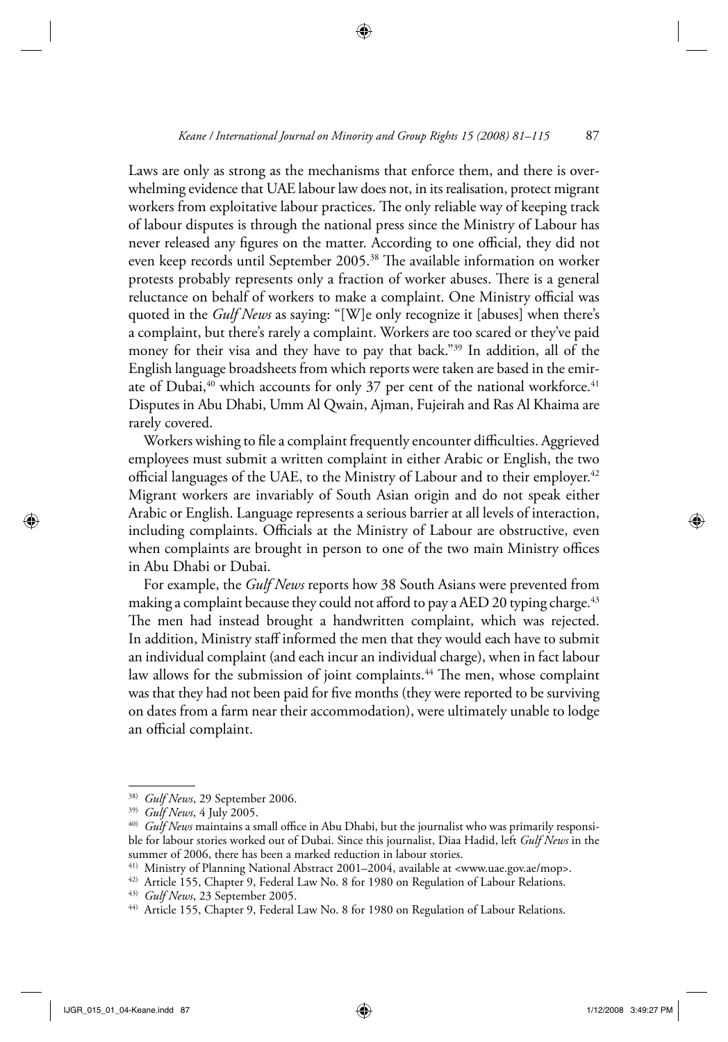Laws are only as strong as the mechanisms that enforce them, and there is overwhelming evidence that UAE labour law does not, in its realisation, protect migrant workers from exploitative labour practices. The only reliable way of keeping track of labour disputes is through the national press since the Ministry of Labour has never released any figures on the matter. According to one official, they did not even keep records until September 2005.[38] The available information on worker protests probably represents only a fraction of worker abuses. There is a general reluctance on behalf of workers to make a complaint. One Ministry official was quoted in the *Gulf News* as saying: "[W]e only recognize it [abuses] when there's a complaint, but there's rarely a complaint. Workers are too scared or they've paid money for their visa and they have to pay that back."[39] In addition, all of the English language broadsheets from which reports were taken are based in the emirate of Dubai,[40] which accounts for only 37 per cent of the national workforce.[41] Disputes in Abu Dhabi, Umm Al Qwain, Ajman, Fujeirah and Ras Al Khaima are rarely covered.

Workers wishing to file a complaint frequently encounter difficulties. Aggrieved employees must submit a written complaint in either Arabic or English, the two official languages of the UAE, to the Ministry of Labour and to their employer.[42] Migrant workers are invariably of South Asian origin and do not speak either Arabic or English. Language represents a serious barrier at all levels of interaction, including complaints. Officials at the Ministry of Labour are obstructive, even when complaints are brought in person to one of the two main Ministry offices in Abu Dhabi or Dubai.

For example, the *Gulf News* reports how 38 South Asians were prevented from making a complaint because they could not afford to pay a AED 20 typing charge.[43] The men had instead brought a handwritten complaint, which was rejected. In addition, Ministry staff informed the men that they would each have to submit an individual complaint (and each incur an individual charge), when in fact labour law allows for the submission of joint complaints.[44] The men, whose complaint was that they had not been paid for five months (they were reported to be surviving on dates from a farm near their accommodation), were ultimately unable to lodge an official complaint.

---

[38] *Gulf News*, 29 September 2006.

[39] *Gulf News*, 4 July 2005.

[40] *Gulf News* maintains a small office in Abu Dhabi, but the journalist who was primarily responsible for labour stories worked out of Dubai. Since this journalist, Diaa Hadid, left *Gulf News* in the summer of 2006, there has been a marked reduction in labour stories.

[41] Ministry of Planning National Abstract 2001–2004, available at <www.uae.gov.ae/mop>.

[42] Article 155, Chapter 9, Federal Law No. 8 for 1980 on Regulation of Labour Relations.

[43] *Gulf News*, 23 September 2005.

[44] Article 155, Chapter 9, Federal Law No. 8 for 1980 on Regulation of Labour Relations.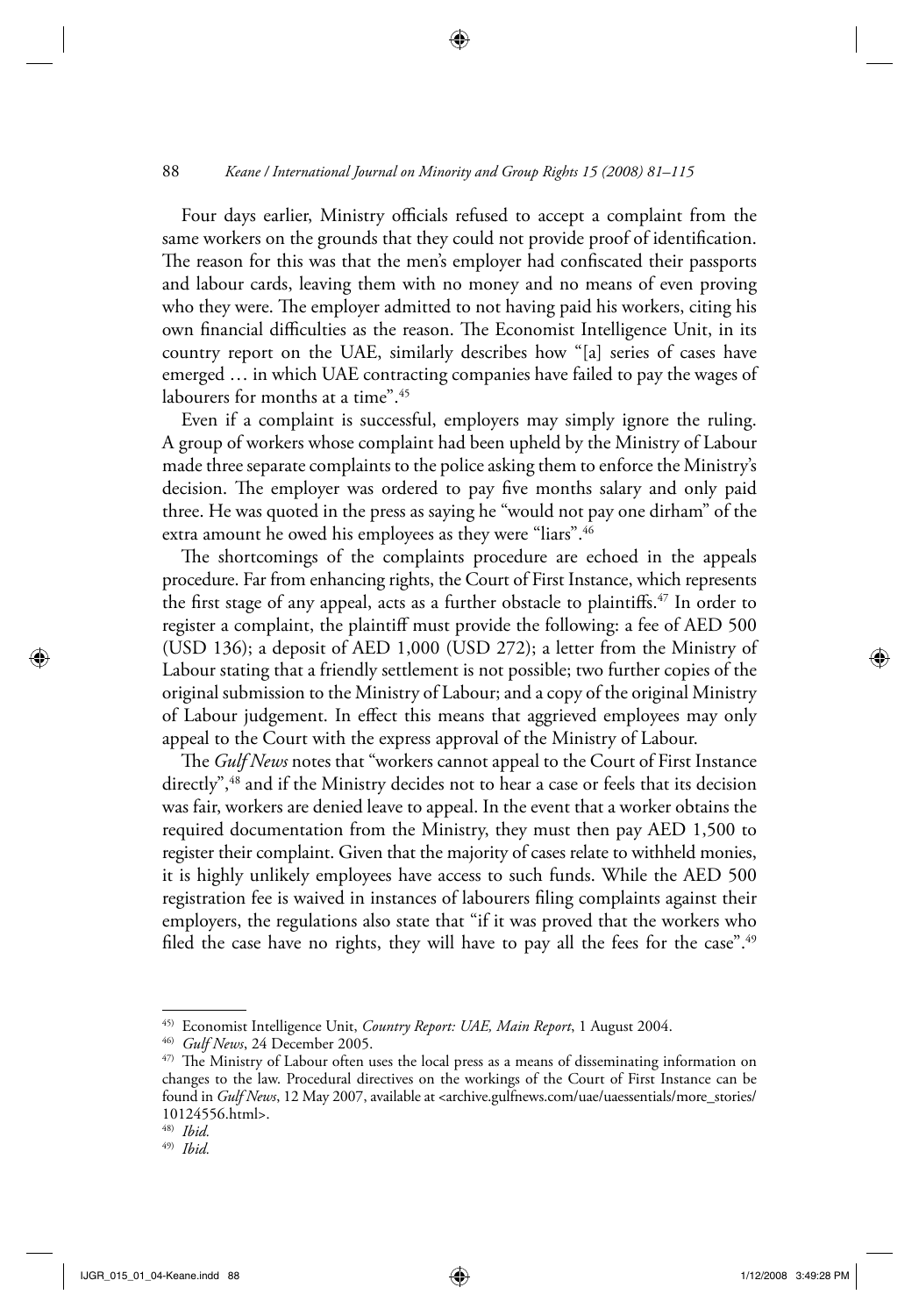Four days earlier, Ministry officials refused to accept a complaint from the same workers on the grounds that they could not provide proof of identification. The reason for this was that the men's employer had confiscated their passports and labour cards, leaving them with no money and no means of even proving who they were. The employer admitted to not having paid his workers, citing his own financial difficulties as the reason. The Economist Intelligence Unit, in its country report on the UAE, similarly describes how "[a] series of cases have emerged … in which UAE contracting companies have failed to pay the wages of labourers for months at a time".[45]

Even if a complaint is successful, employers may simply ignore the ruling. A group of workers whose complaint had been upheld by the Ministry of Labour made three separate complaints to the police asking them to enforce the Ministry's decision. The employer was ordered to pay five months salary and only paid three. He was quoted in the press as saying he "would not pay one dirham" of the extra amount he owed his employees as they were "liars".[46]

The shortcomings of the complaints procedure are echoed in the appeals procedure. Far from enhancing rights, the Court of First Instance, which represents the first stage of any appeal, acts as a further obstacle to plaintiffs.[47] In order to register a complaint, the plaintiff must provide the following: a fee of AED 500 (USD 136); a deposit of AED 1,000 (USD 272); a letter from the Ministry of Labour stating that a friendly settlement is not possible; two further copies of the original submission to the Ministry of Labour; and a copy of the original Ministry of Labour judgement. In effect this means that aggrieved employees may only appeal to the Court with the express approval of the Ministry of Labour.

The *Gulf News* notes that "workers cannot appeal to the Court of First Instance directly",[48] and if the Ministry decides not to hear a case or feels that its decision was fair, workers are denied leave to appeal. In the event that a worker obtains the required documentation from the Ministry, they must then pay AED 1,500 to register their complaint. Given that the majority of cases relate to withheld monies, it is highly unlikely employees have access to such funds. While the AED 500 registration fee is waived in instances of labourers filing complaints against their employers, the regulations also state that "if it was proved that the workers who filed the case have no rights, they will have to pay all the fees for the case".[49]

---

45) Economist Intelligence Unit, *Country Report: UAE, Main Report*, 1 August 2004.

46) *Gulf News*, 24 December 2005.

47) The Ministry of Labour often uses the local press as a means of disseminating information on changes to the law. Procedural directives on the workings of the Court of First Instance can be found in *Gulf News*, 12 May 2007, available at <archive.gulfnews.com/uae/uaessentials/more_stories/10124556.html>.

48) *Ibid.*

49) *Ibid.*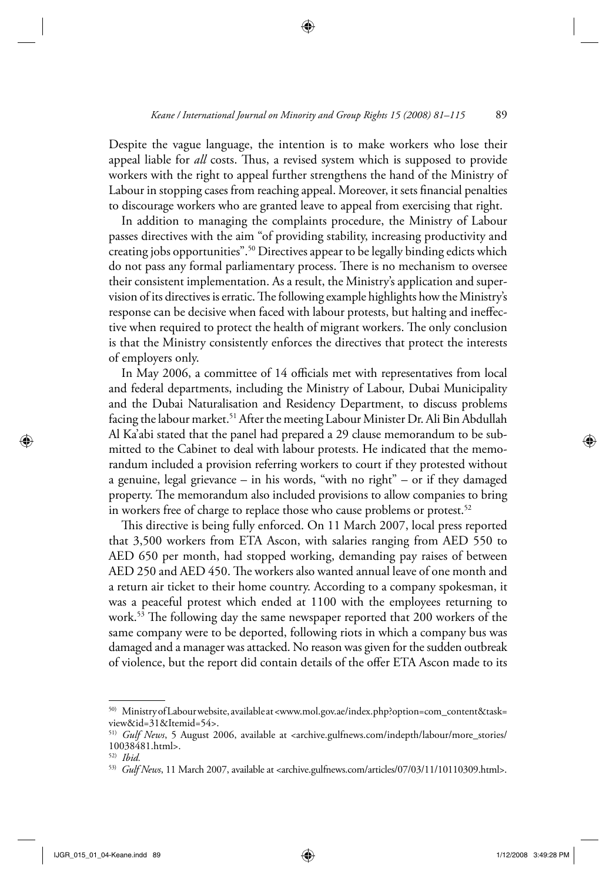Despite the vague language, the intention is to make workers who lose their appeal liable for *all* costs. Thus, a revised system which is supposed to provide workers with the right to appeal further strengthens the hand of the Ministry of Labour in stopping cases from reaching appeal. Moreover, it sets financial penalties to discourage workers who are granted leave to appeal from exercising that right.

In addition to managing the complaints procedure, the Ministry of Labour passes directives with the aim "of providing stability, increasing productivity and creating jobs opportunities".[50] Directives appear to be legally binding edicts which do not pass any formal parliamentary process. There is no mechanism to oversee their consistent implementation. As a result, the Ministry's application and supervision of its directives is erratic. The following example highlights how the Ministry's response can be decisive when faced with labour protests, but halting and ineffective when required to protect the health of migrant workers. The only conclusion is that the Ministry consistently enforces the directives that protect the interests of employers only.

In May 2006, a committee of 14 officials met with representatives from local and federal departments, including the Ministry of Labour, Dubai Municipality and the Dubai Naturalisation and Residency Department, to discuss problems facing the labour market.[51] After the meeting Labour Minister Dr. Ali Bin Abdullah Al Ka'abi stated that the panel had prepared a 29 clause memorandum to be submitted to the Cabinet to deal with labour protests. He indicated that the memorandum included a provision referring workers to court if they protested without a genuine, legal grievance – in his words, "with no right" – or if they damaged property. The memorandum also included provisions to allow companies to bring in workers free of charge to replace those who cause problems or protest.[52]

This directive is being fully enforced. On 11 March 2007, local press reported that 3,500 workers from ETA Ascon, with salaries ranging from AED 550 to AED 650 per month, had stopped working, demanding pay raises of between AED 250 and AED 450. The workers also wanted annual leave of one month and a return air ticket to their home country. According to a company spokesman, it was a peaceful protest which ended at 1100 with the employees returning to work.[53] The following day the same newspaper reported that 200 workers of the same company were to be deported, following riots in which a company bus was damaged and a manager was attacked. No reason was given for the sudden outbreak of violence, but the report did contain details of the offer ETA Ascon made to its

---

[50] Ministry of Labour website, available at <www.mol.gov.ae/index.php?option=com_content&task=view&id=31&Itemid=54>.

[51] *Gulf News*, 5 August 2006, available at <archive.gulfnews.com/indepth/labour/more_stories/10038481.html>.

[52] *Ibid.*

[53] *Gulf News*, 11 March 2007, available at <archive.gulfnews.com/articles/07/03/11/10110309.html>.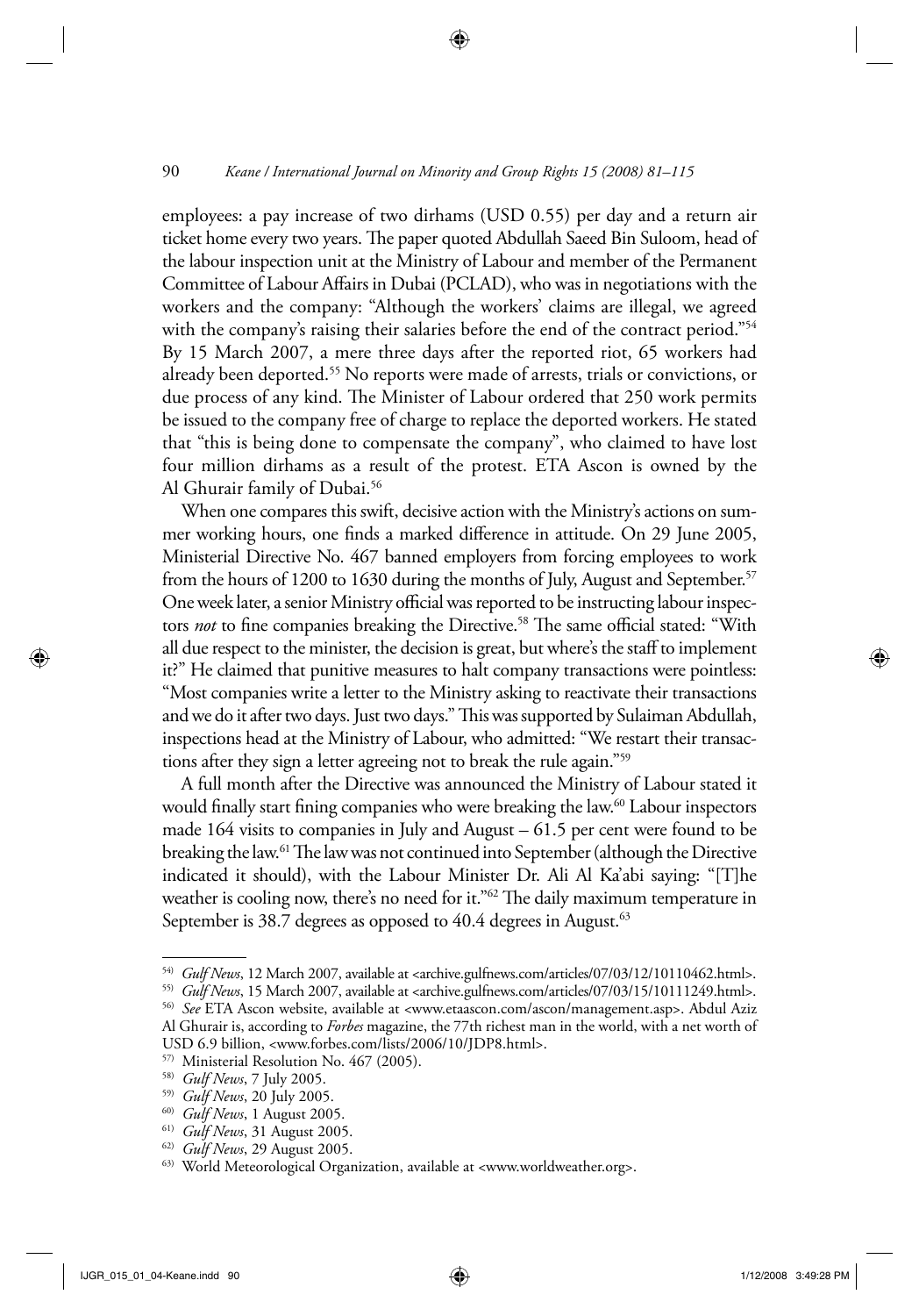employees: a pay increase of two dirhams (USD 0.55) per day and a return air ticket home every two years. The paper quoted Abdullah Saeed Bin Suloom, head of the labour inspection unit at the Ministry of Labour and member of the Permanent Committee of Labour Affairs in Dubai (PCLAD), who was in negotiations with the workers and the company: "Although the workers' claims are illegal, we agreed with the company's raising their salaries before the end of the contract period."[54] By 15 March 2007, a mere three days after the reported riot, 65 workers had already been deported.[55] No reports were made of arrests, trials or convictions, or due process of any kind. The Minister of Labour ordered that 250 work permits be issued to the company free of charge to replace the deported workers. He stated that "this is being done to compensate the company", who claimed to have lost four million dirhams as a result of the protest. ETA Ascon is owned by the Al Ghurair family of Dubai.[56]

When one compares this swift, decisive action with the Ministry's actions on summer working hours, one finds a marked difference in attitude. On 29 June 2005, Ministerial Directive No. 467 banned employers from forcing employees to work from the hours of 1200 to 1630 during the months of July, August and September.[57] One week later, a senior Ministry official was reported to be instructing labour inspectors *not* to fine companies breaking the Directive.[58] The same official stated: "With all due respect to the minister, the decision is great, but where's the staff to implement it?" He claimed that punitive measures to halt company transactions were pointless: "Most companies write a letter to the Ministry asking to reactivate their transactions and we do it after two days. Just two days." This was supported by Sulaiman Abdullah, inspections head at the Ministry of Labour, who admitted: "We restart their transactions after they sign a letter agreeing not to break the rule again."[59]

A full month after the Directive was announced the Ministry of Labour stated it would finally start fining companies who were breaking the law.[60] Labour inspectors made 164 visits to companies in July and August – 61.5 per cent were found to be breaking the law.[61] The law was not continued into September (although the Directive indicated it should), with the Labour Minister Dr. Ali Al Ka'abi saying: "[T]he weather is cooling now, there's no need for it."[62] The daily maximum temperature in September is 38.7 degrees as opposed to 40.4 degrees in August.[63]

---

[54] *Gulf News*, 12 March 2007, available at <archive.gulfnews.com/articles/07/03/12/10110462.html>.

[55] *Gulf News*, 15 March 2007, available at <archive.gulfnews.com/articles/07/03/15/10111249.html>.

[56] *See* ETA Ascon website, available at <www.etaascon.com/ascon/management.asp>. Abdul Aziz Al Ghurair is, according to *Forbes* magazine, the 77th richest man in the world, with a net worth of USD 6.9 billion, <www.forbes.com/lists/2006/10/JDP8.html>.

[57] Ministerial Resolution No. 467 (2005).

[58] *Gulf News*, 7 July 2005.

[59] *Gulf News*, 20 July 2005.

[60] *Gulf News*, 1 August 2005.

[61] *Gulf News*, 31 August 2005.

[62] *Gulf News*, 29 August 2005.

[63] World Meteorological Organization, available at <www.worldweather.org>.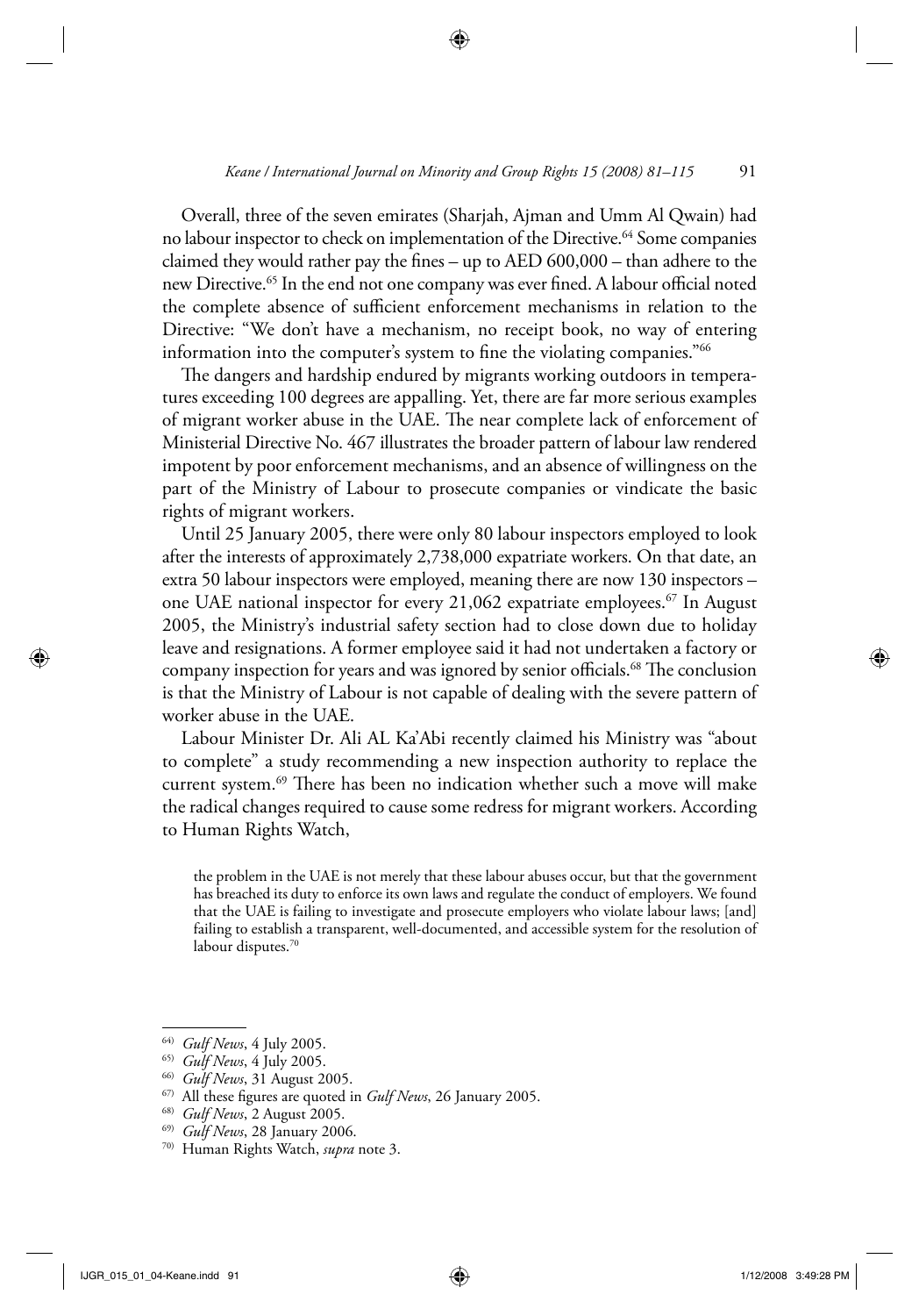Overall, three of the seven emirates (Sharjah, Ajman and Umm Al Qwain) had no labour inspector to check on implementation of the Directive.[64] Some companies claimed they would rather pay the fines – up to AED 600,000 – than adhere to the new Directive.[65] In the end not one company was ever fined. A labour official noted the complete absence of sufficient enforcement mechanisms in relation to the Directive: "We don't have a mechanism, no receipt book, no way of entering information into the computer's system to fine the violating companies."[66]

The dangers and hardship endured by migrants working outdoors in temperatures exceeding 100 degrees are appalling. Yet, there are far more serious examples of migrant worker abuse in the UAE. The near complete lack of enforcement of Ministerial Directive No. 467 illustrates the broader pattern of labour law rendered impotent by poor enforcement mechanisms, and an absence of willingness on the part of the Ministry of Labour to prosecute companies or vindicate the basic rights of migrant workers.

Until 25 January 2005, there were only 80 labour inspectors employed to look after the interests of approximately 2,738,000 expatriate workers. On that date, an extra 50 labour inspectors were employed, meaning there are now 130 inspectors – one UAE national inspector for every 21,062 expatriate employees.[67] In August 2005, the Ministry's industrial safety section had to close down due to holiday leave and resignations. A former employee said it had not undertaken a factory or company inspection for years and was ignored by senior officials.[68] The conclusion is that the Ministry of Labour is not capable of dealing with the severe pattern of worker abuse in the UAE.

Labour Minister Dr. Ali AL Ka'Abi recently claimed his Ministry was "about to complete" a study recommending a new inspection authority to replace the current system.[69] There has been no indication whether such a move will make the radical changes required to cause some redress for migrant workers. According to Human Rights Watch,

> the problem in the UAE is not merely that these labour abuses occur, but that the government has breached its duty to enforce its own laws and regulate the conduct of employers. We found that the UAE is failing to investigate and prosecute employers who violate labour laws; [and] failing to establish a transparent, well-documented, and accessible system for the resolution of labour disputes.[70]

---

[64] *Gulf News*, 4 July 2005.

[65] *Gulf News*, 4 July 2005.

[66] *Gulf News*, 31 August 2005.

[67] All these figures are quoted in *Gulf News*, 26 January 2005.

[68] *Gulf News*, 2 August 2005.

[69] *Gulf News*, 28 January 2006.

[70] Human Rights Watch, *supra* note 3.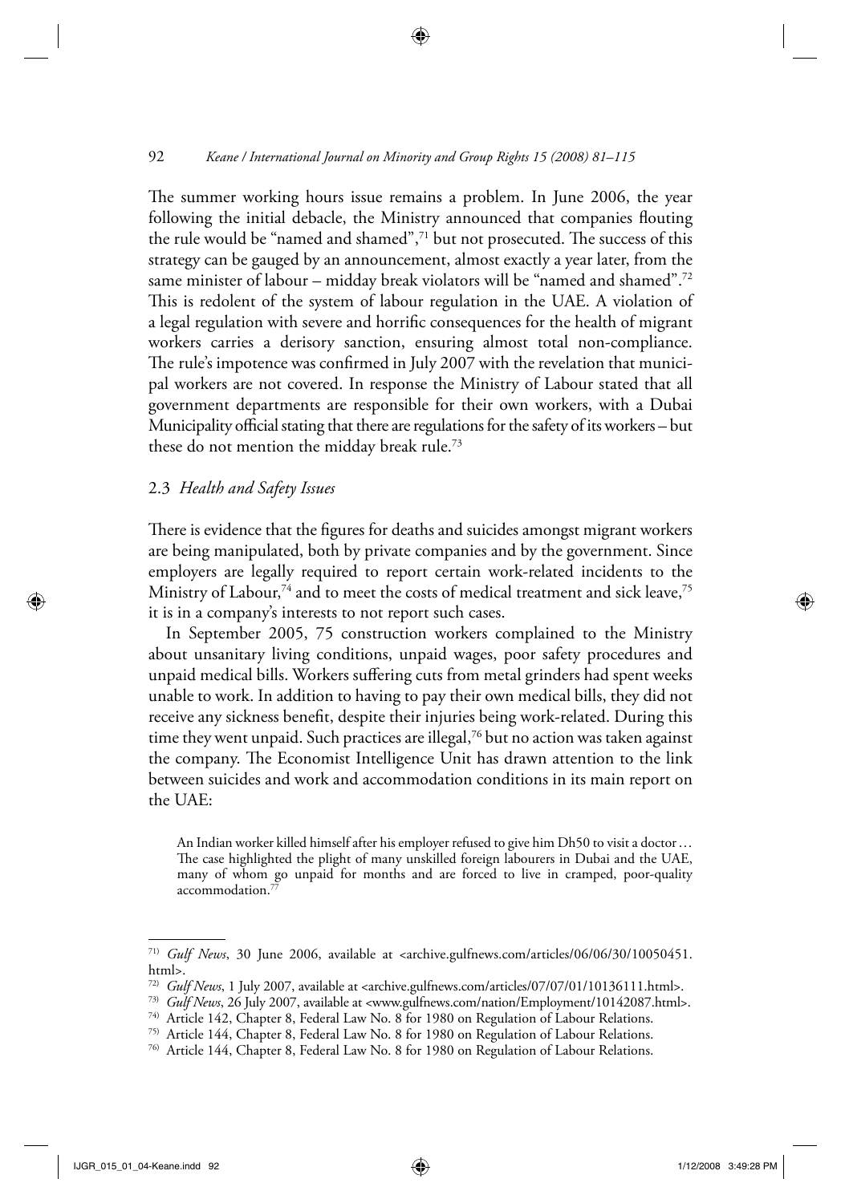The summer working hours issue remains a problem. In June 2006, the year following the initial debacle, the Ministry announced that companies flouting the rule would be "named and shamed",[71] but not prosecuted. The success of this strategy can be gauged by an announcement, almost exactly a year later, from the same minister of labour – midday break violators will be "named and shamed".[72] This is redolent of the system of labour regulation in the UAE. A violation of a legal regulation with severe and horrific consequences for the health of migrant workers carries a derisory sanction, ensuring almost total non-compliance. The rule's impotence was confirmed in July 2007 with the revelation that municipal workers are not covered. In response the Ministry of Labour stated that all government departments are responsible for their own workers, with a Dubai Municipality official stating that there are regulations for the safety of its workers – but these do not mention the midday break rule.[73]

### 2.3 *Health and Safety Issues*

There is evidence that the figures for deaths and suicides amongst migrant workers are being manipulated, both by private companies and by the government. Since employers are legally required to report certain work-related incidents to the Ministry of Labour,[74] and to meet the costs of medical treatment and sick leave,[75] it is in a company's interests to not report such cases.

In September 2005, 75 construction workers complained to the Ministry about unsanitary living conditions, unpaid wages, poor safety procedures and unpaid medical bills. Workers suffering cuts from metal grinders had spent weeks unable to work. In addition to having to pay their own medical bills, they did not receive any sickness benefit, despite their injuries being work-related. During this time they went unpaid. Such practices are illegal,[76] but no action was taken against the company. The Economist Intelligence Unit has drawn attention to the link between suicides and work and accommodation conditions in its main report on the UAE:

> An Indian worker killed himself after his employer refused to give him Dh50 to visit a doctor … The case highlighted the plight of many unskilled foreign labourers in Dubai and the UAE, many of whom go unpaid for months and are forced to live in cramped, poor-quality accommodation.[77]

---

[71] *Gulf News*, 30 June 2006, available at <archive.gulfnews.com/articles/06/06/30/10050451.html>.

[72] *Gulf News*, 1 July 2007, available at <archive.gulfnews.com/articles/07/07/01/10136111.html>.

[73] *Gulf News*, 26 July 2007, available at <www.gulfnews.com/nation/Employment/10142087.html>.

[74] Article 142, Chapter 8, Federal Law No. 8 for 1980 on Regulation of Labour Relations.

[75] Article 144, Chapter 8, Federal Law No. 8 for 1980 on Regulation of Labour Relations.

[76] Article 144, Chapter 8, Federal Law No. 8 for 1980 on Regulation of Labour Relations.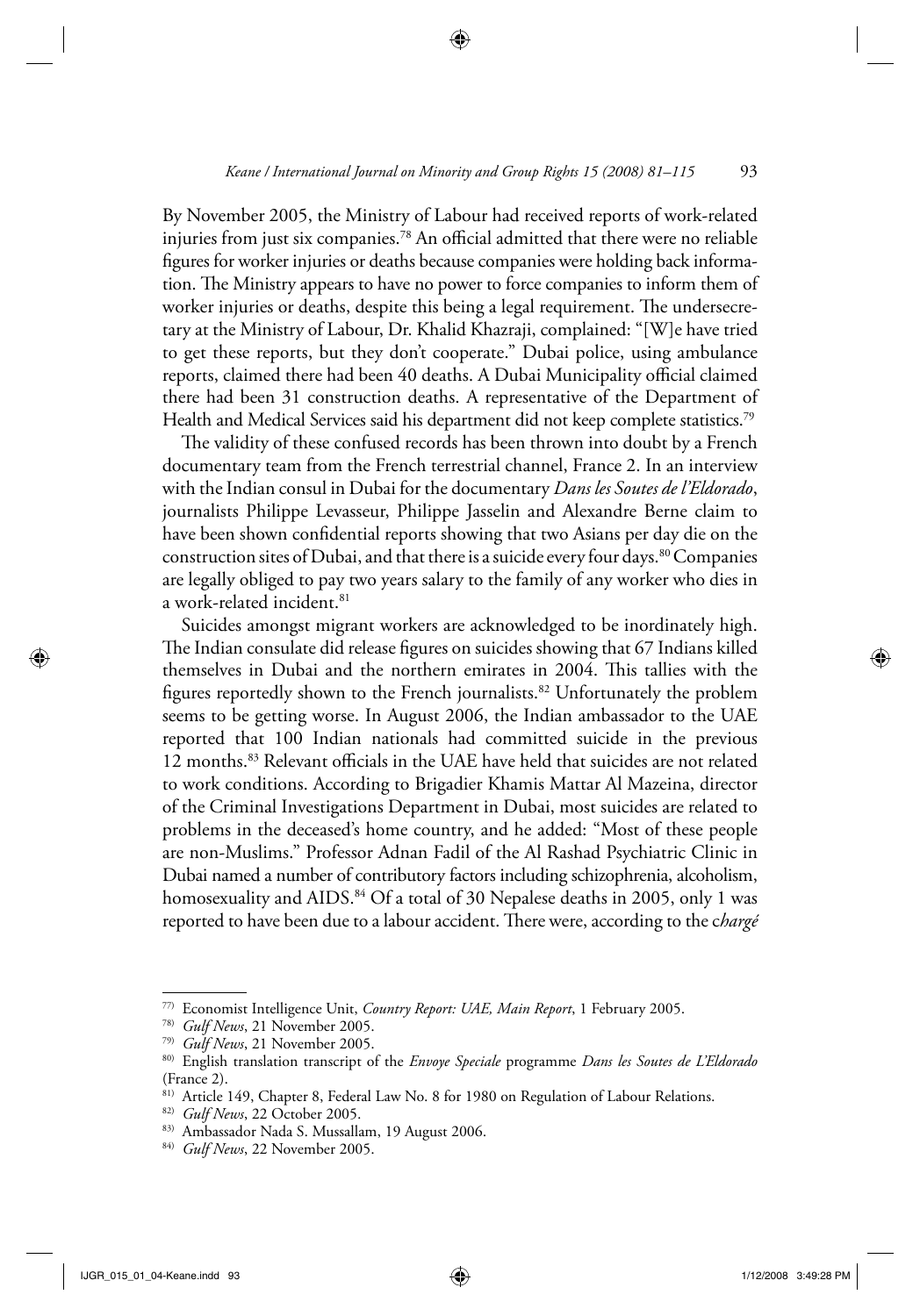By November 2005, the Ministry of Labour had received reports of work-related injuries from just six companies.[78] An official admitted that there were no reliable figures for worker injuries or deaths because companies were holding back information. The Ministry appears to have no power to force companies to inform them of worker injuries or deaths, despite this being a legal requirement. The undersecretary at the Ministry of Labour, Dr. Khalid Khazraji, complained: "[W]e have tried to get these reports, but they don't cooperate." Dubai police, using ambulance reports, claimed there had been 40 deaths. A Dubai Municipality official claimed there had been 31 construction deaths. A representative of the Department of Health and Medical Services said his department did not keep complete statistics.[79]

The validity of these confused records has been thrown into doubt by a French documentary team from the French terrestrial channel, France 2. In an interview with the Indian consul in Dubai for the documentary *Dans les Soutes de l'Eldorado*, journalists Philippe Levasseur, Philippe Jasselin and Alexandre Berne claim to have been shown confidential reports showing that two Asians per day die on the construction sites of Dubai, and that there is a suicide every four days.[80] Companies are legally obliged to pay two years salary to the family of any worker who dies in a work-related incident.[81]

Suicides amongst migrant workers are acknowledged to be inordinately high. The Indian consulate did release figures on suicides showing that 67 Indians killed themselves in Dubai and the northern emirates in 2004. This tallies with the figures reportedly shown to the French journalists.[82] Unfortunately the problem seems to be getting worse. In August 2006, the Indian ambassador to the UAE reported that 100 Indian nationals had committed suicide in the previous 12 months.[83] Relevant officials in the UAE have held that suicides are not related to work conditions. According to Brigadier Khamis Mattar Al Mazeina, director of the Criminal Investigations Department in Dubai, most suicides are related to problems in the deceased's home country, and he added: "Most of these people are non-Muslims." Professor Adnan Fadil of the Al Rashad Psychiatric Clinic in Dubai named a number of contributory factors including schizophrenia, alcoholism, homosexuality and AIDS.[84] Of a total of 30 Nepalese deaths in 2005, only 1 was reported to have been due to a labour accident. There were, according to the c*hargé*

---

[77] Economist Intelligence Unit, *Country Report: UAE, Main Report*, 1 February 2005.

[78] *Gulf News*, 21 November 2005.

[79] *Gulf News*, 21 November 2005.

[80] English translation transcript of the *Envoye Speciale* programme *Dans les Soutes de L'Eldorado* (France 2).

[81] Article 149, Chapter 8, Federal Law No. 8 for 1980 on Regulation of Labour Relations.

[82] *Gulf News*, 22 October 2005.

[83] Ambassador Nada S. Mussallam, 19 August 2006.

[84] *Gulf News*, 22 November 2005.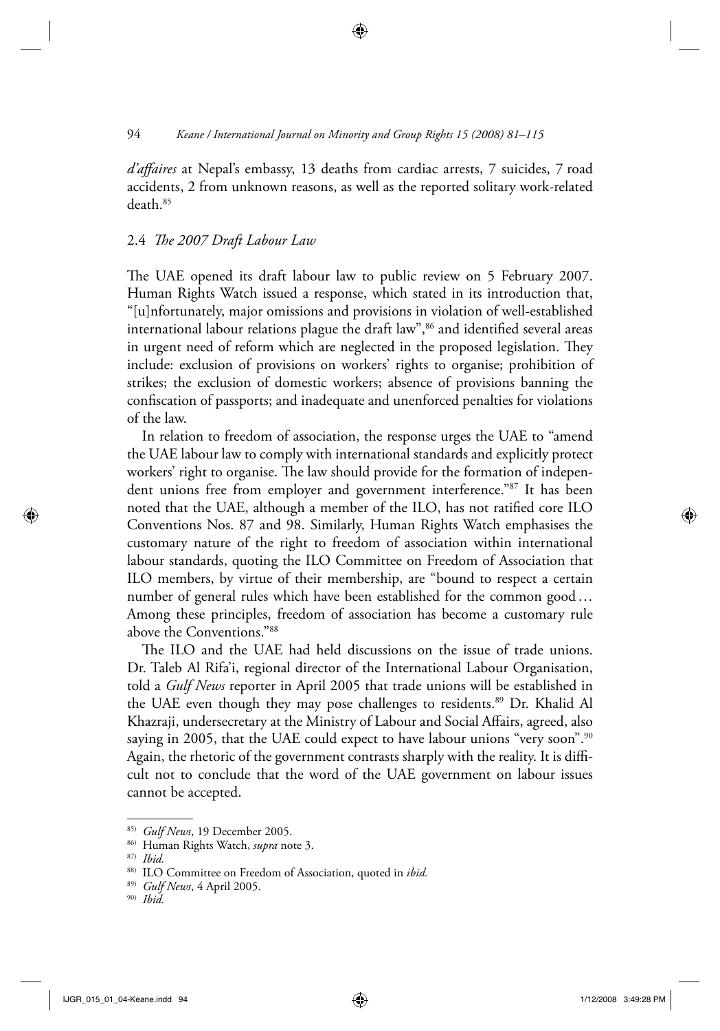*d'affaires* at Nepal's embassy, 13 deaths from cardiac arrests, 7 suicides, 7 road accidents, 2 from unknown reasons, as well as the reported solitary work-related death.[85]

### 2.4 *The 2007 Draft Labour Law*

The UAE opened its draft labour law to public review on 5 February 2007. Human Rights Watch issued a response, which stated in its introduction that, "[u]nfortunately, major omissions and provisions in violation of well-established international labour relations plague the draft law",[86] and identified several areas in urgent need of reform which are neglected in the proposed legislation. They include: exclusion of provisions on workers' rights to organise; prohibition of strikes; the exclusion of domestic workers; absence of provisions banning the confiscation of passports; and inadequate and unenforced penalties for violations of the law.

In relation to freedom of association, the response urges the UAE to "amend the UAE labour law to comply with international standards and explicitly protect workers' right to organise. The law should provide for the formation of independent unions free from employer and government interference."[87] It has been noted that the UAE, although a member of the ILO, has not ratified core ILO Conventions Nos. 87 and 98. Similarly, Human Rights Watch emphasises the customary nature of the right to freedom of association within international labour standards, quoting the ILO Committee on Freedom of Association that ILO members, by virtue of their membership, are "bound to respect a certain number of general rules which have been established for the common good… Among these principles, freedom of association has become a customary rule above the Conventions."[88]

The ILO and the UAE had held discussions on the issue of trade unions. Dr. Taleb Al Rifa'i, regional director of the International Labour Organisation, told a *Gulf News* reporter in April 2005 that trade unions will be established in the UAE even though they may pose challenges to residents.[89] Dr. Khalid Al Khazraji, undersecretary at the Ministry of Labour and Social Affairs, agreed, also saying in 2005, that the UAE could expect to have labour unions "very soon".[90] Again, the rhetoric of the government contrasts sharply with the reality. It is difficult not to conclude that the word of the UAE government on labour issues cannot be accepted.

---

[85] *Gulf News*, 19 December 2005.

[86] Human Rights Watch, *supra* note 3.

[87] *Ibid.*

[88] ILO Committee on Freedom of Association, quoted in *ibid.*

[89] *Gulf News*, 4 April 2005.

[90] *Ibid.*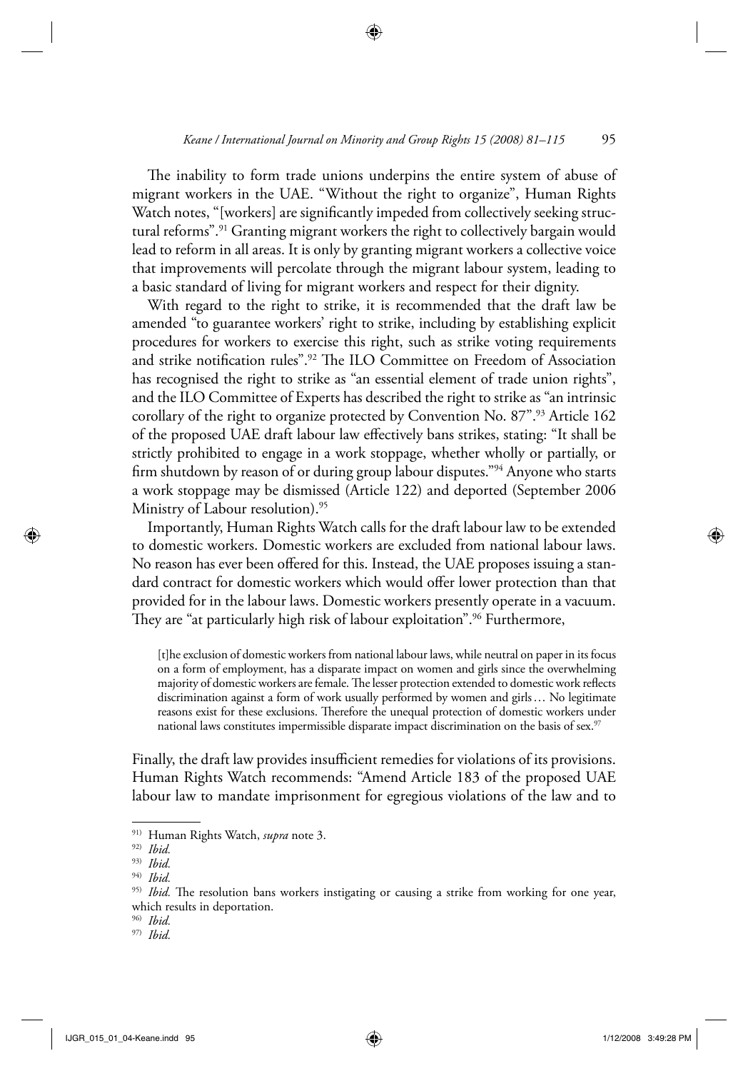The inability to form trade unions underpins the entire system of abuse of migrant workers in the UAE. "Without the right to organize", Human Rights Watch notes, "[workers] are significantly impeded from collectively seeking structural reforms".[91] Granting migrant workers the right to collectively bargain would lead to reform in all areas. It is only by granting migrant workers a collective voice that improvements will percolate through the migrant labour system, leading to a basic standard of living for migrant workers and respect for their dignity.

With regard to the right to strike, it is recommended that the draft law be amended "to guarantee workers' right to strike, including by establishing explicit procedures for workers to exercise this right, such as strike voting requirements and strike notification rules".[92] The ILO Committee on Freedom of Association has recognised the right to strike as "an essential element of trade union rights", and the ILO Committee of Experts has described the right to strike as "an intrinsic corollary of the right to organize protected by Convention No. 87".[93] Article 162 of the proposed UAE draft labour law effectively bans strikes, stating: "It shall be strictly prohibited to engage in a work stoppage, whether wholly or partially, or firm shutdown by reason of or during group labour disputes."[94] Anyone who starts a work stoppage may be dismissed (Article 122) and deported (September 2006 Ministry of Labour resolution).[95]

Importantly, Human Rights Watch calls for the draft labour law to be extended to domestic workers. Domestic workers are excluded from national labour laws. No reason has ever been offered for this. Instead, the UAE proposes issuing a standard contract for domestic workers which would offer lower protection than that provided for in the labour laws. Domestic workers presently operate in a vacuum. They are "at particularly high risk of labour exploitation".[96] Furthermore,

> [t]he exclusion of domestic workers from national labour laws, while neutral on paper in its focus on a form of employment, has a disparate impact on women and girls since the overwhelming majority of domestic workers are female. The lesser protection extended to domestic work reflects discrimination against a form of work usually performed by women and girls … No legitimate reasons exist for these exclusions. Therefore the unequal protection of domestic workers under national laws constitutes impermissible disparate impact discrimination on the basis of sex.[97]

Finally, the draft law provides insufficient remedies for violations of its provisions. Human Rights Watch recommends: "Amend Article 183 of the proposed UAE labour law to mandate imprisonment for egregious violations of the law and to

---

[91] Human Rights Watch, *supra* note 3.

[92] *Ibid.*

[93] *Ibid.*

[94] *Ibid.*

[95] *Ibid.* The resolution bans workers instigating or causing a strike from working for one year, which results in deportation.

[96] *Ibid.*

[97] *Ibid.*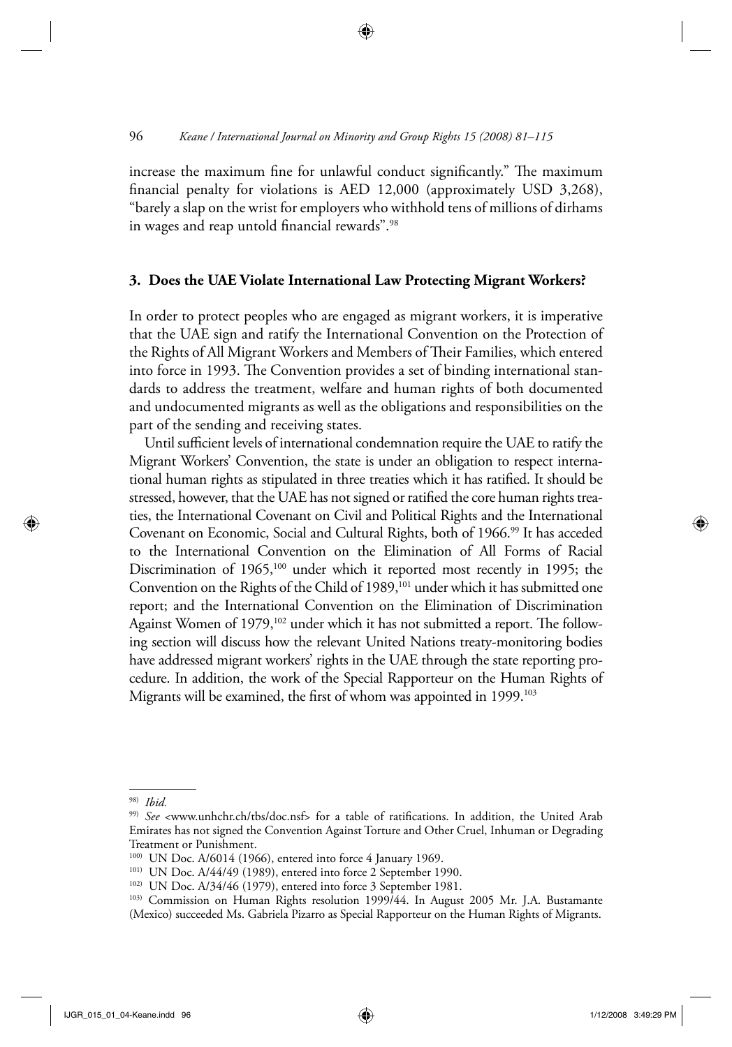increase the maximum fine for unlawful conduct significantly." The maximum financial penalty for violations is AED 12,000 (approximately USD 3,268), "barely a slap on the wrist for employers who withhold tens of millions of dirhams in wages and reap untold financial rewards".[98]

### 3. Does the UAE Violate International Law Protecting Migrant Workers?

In order to protect peoples who are engaged as migrant workers, it is imperative that the UAE sign and ratify the International Convention on the Protection of the Rights of All Migrant Workers and Members of Their Families, which entered into force in 1993. The Convention provides a set of binding international standards to address the treatment, welfare and human rights of both documented and undocumented migrants as well as the obligations and responsibilities on the part of the sending and receiving states.

Until sufficient levels of international condemnation require the UAE to ratify the Migrant Workers' Convention, the state is under an obligation to respect international human rights as stipulated in three treaties which it has ratified. It should be stressed, however, that the UAE has not signed or ratified the core human rights treaties, the International Covenant on Civil and Political Rights and the International Covenant on Economic, Social and Cultural Rights, both of 1966.[99] It has acceded to the International Convention on the Elimination of All Forms of Racial Discrimination of 1965,[100] under which it reported most recently in 1995; the Convention on the Rights of the Child of 1989,[101] under which it has submitted one report; and the International Convention on the Elimination of Discrimination Against Women of 1979,[102] under which it has not submitted a report. The following section will discuss how the relevant United Nations treaty-monitoring bodies have addressed migrant workers' rights in the UAE through the state reporting procedure. In addition, the work of the Special Rapporteur on the Human Rights of Migrants will be examined, the first of whom was appointed in 1999.[103]

---

[98] *Ibid.*

[99] *See* <www.unhchr.ch/tbs/doc.nsf> for a table of ratifications. In addition, the United Arab Emirates has not signed the Convention Against Torture and Other Cruel, Inhuman or Degrading Treatment or Punishment.

[100] UN Doc. A/6014 (1966), entered into force 4 January 1969.

[101] UN Doc. A/44/49 (1989), entered into force 2 September 1990.

[102] UN Doc. A/34/46 (1979), entered into force 3 September 1981.

[103] Commission on Human Rights resolution 1999/44. In August 2005 Mr. J.A. Bustamante (Mexico) succeeded Ms. Gabriela Pizarro as Special Rapporteur on the Human Rights of Migrants.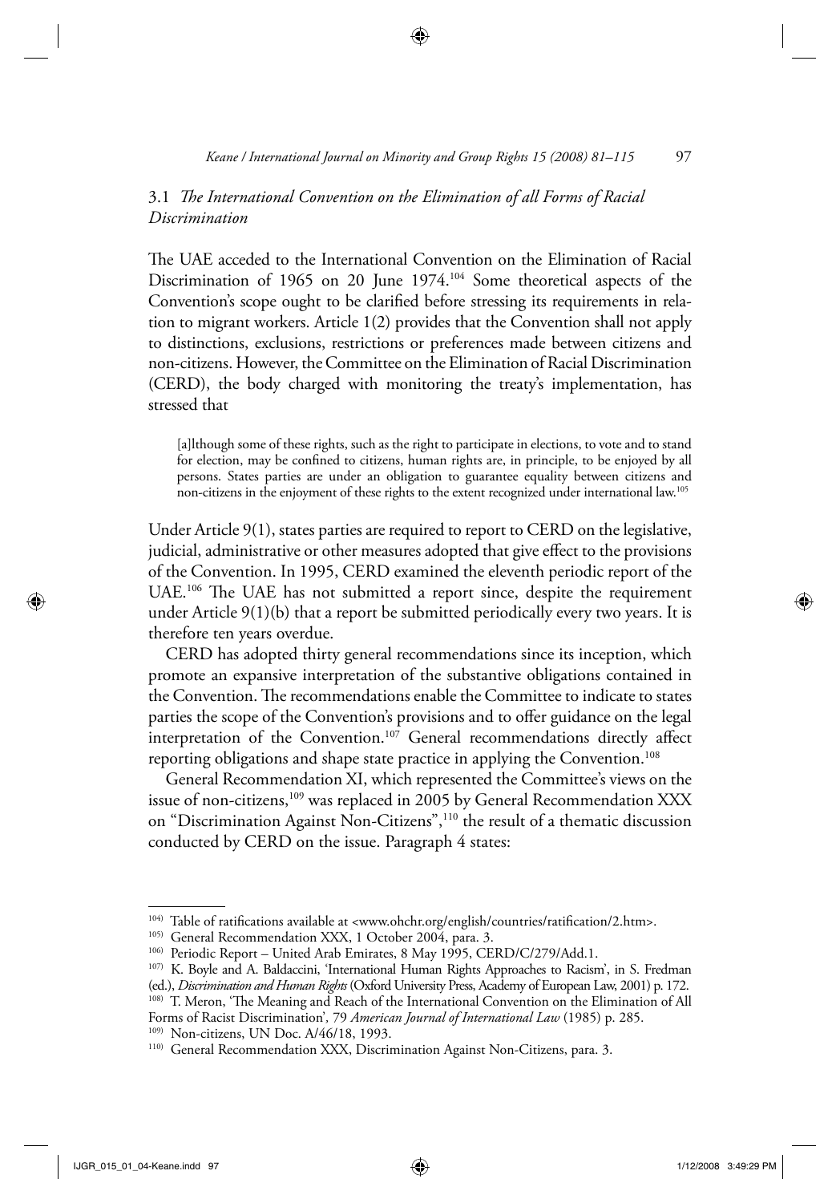### 3.1 *The International Convention on the Elimination of all Forms of Racial Discrimination*

The UAE acceded to the International Convention on the Elimination of Racial Discrimination of 1965 on 20 June 1974.[104] Some theoretical aspects of the Convention's scope ought to be clarified before stressing its requirements in relation to migrant workers. Article 1(2) provides that the Convention shall not apply to distinctions, exclusions, restrictions or preferences made between citizens and non-citizens. However, the Committee on the Elimination of Racial Discrimination (CERD), the body charged with monitoring the treaty's implementation, has stressed that

> [a]lthough some of these rights, such as the right to participate in elections, to vote and to stand for election, may be confined to citizens, human rights are, in principle, to be enjoyed by all persons. States parties are under an obligation to guarantee equality between citizens and non-citizens in the enjoyment of these rights to the extent recognized under international law.[105]

Under Article 9(1), states parties are required to report to CERD on the legislative, judicial, administrative or other measures adopted that give effect to the provisions of the Convention. In 1995, CERD examined the eleventh periodic report of the UAE.[106] The UAE has not submitted a report since, despite the requirement under Article 9(1)(b) that a report be submitted periodically every two years. It is therefore ten years overdue.

CERD has adopted thirty general recommendations since its inception, which promote an expansive interpretation of the substantive obligations contained in the Convention. The recommendations enable the Committee to indicate to states parties the scope of the Convention's provisions and to offer guidance on the legal interpretation of the Convention.[107] General recommendations directly affect reporting obligations and shape state practice in applying the Convention.[108]

General Recommendation XI, which represented the Committee's views on the issue of non-citizens,[109] was replaced in 2005 by General Recommendation XXX on "Discrimination Against Non-Citizens",[110] the result of a thematic discussion conducted by CERD on the issue. Paragraph 4 states:

---

104) Table of ratifications available at <www.ohchr.org/english/countries/ratification/2.htm>.

105) General Recommendation XXX, 1 October 2004, para. 3.

106) Periodic Report – United Arab Emirates, 8 May 1995, CERD/C/279/Add.1.

107) K. Boyle and A. Baldaccini, 'International Human Rights Approaches to Racism', in S. Fredman (ed.), *Discrimination and Human Rights* (Oxford University Press, Academy of European Law, 2001) p. 172.

108) T. Meron, 'The Meaning and Reach of the International Convention on the Elimination of All Forms of Racist Discrimination', 79 *American Journal of International Law* (1985) p. 285.

109) Non-citizens, UN Doc. A/46/18, 1993.

110) General Recommendation XXX, Discrimination Against Non-Citizens, para. 3.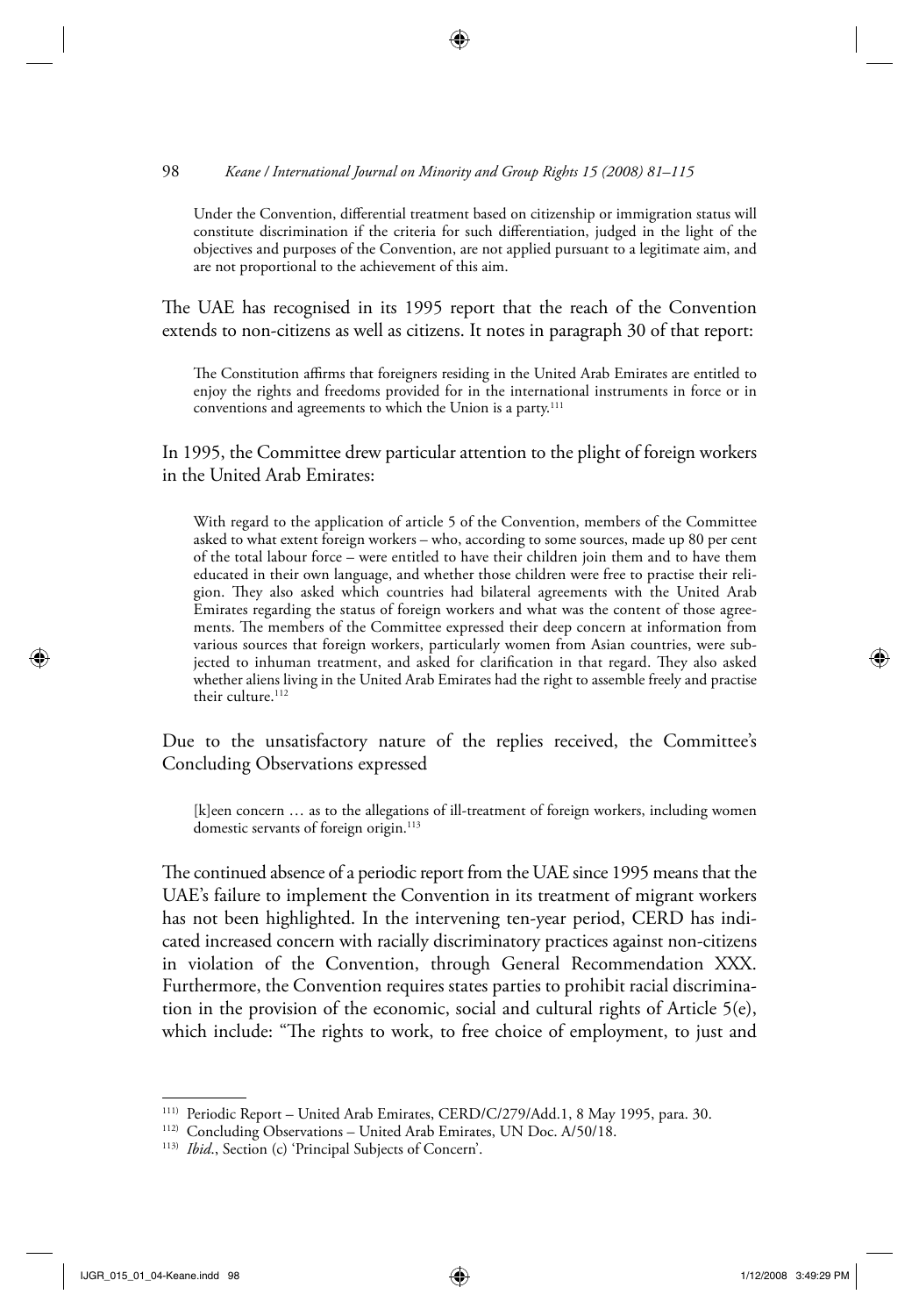> Under the Convention, differential treatment based on citizenship or immigration status will constitute discrimination if the criteria for such differentiation, judged in the light of the objectives and purposes of the Convention, are not applied pursuant to a legitimate aim, and are not proportional to the achievement of this aim.

The UAE has recognised in its 1995 report that the reach of the Convention extends to non-citizens as well as citizens. It notes in paragraph 30 of that report:

> The Constitution affirms that foreigners residing in the United Arab Emirates are entitled to enjoy the rights and freedoms provided for in the international instruments in force or in conventions and agreements to which the Union is a party.[111]

In 1995, the Committee drew particular attention to the plight of foreign workers in the United Arab Emirates:

> With regard to the application of article 5 of the Convention, members of the Committee asked to what extent foreign workers – who, according to some sources, made up 80 per cent of the total labour force – were entitled to have their children join them and to have them educated in their own language, and whether those children were free to practise their religion. They also asked which countries had bilateral agreements with the United Arab Emirates regarding the status of foreign workers and what was the content of those agreements. The members of the Committee expressed their deep concern at information from various sources that foreign workers, particularly women from Asian countries, were subjected to inhuman treatment, and asked for clarification in that regard. They also asked whether aliens living in the United Arab Emirates had the right to assemble freely and practise their culture.[112]

Due to the unsatisfactory nature of the replies received, the Committee's Concluding Observations expressed

> [k]een concern … as to the allegations of ill-treatment of foreign workers, including women domestic servants of foreign origin.[113]

The continued absence of a periodic report from the UAE since 1995 means that the UAE's failure to implement the Convention in its treatment of migrant workers has not been highlighted. In the intervening ten-year period, CERD has indicated increased concern with racially discriminatory practices against non-citizens in violation of the Convention, through General Recommendation XXX. Furthermore, the Convention requires states parties to prohibit racial discrimination in the provision of the economic, social and cultural rights of Article 5(e), which include: "The rights to work, to free choice of employment, to just and

---

[111] Periodic Report – United Arab Emirates, CERD/C/279/Add.1, 8 May 1995, para. 30.

[112] Concluding Observations – United Arab Emirates, UN Doc. A/50/18.

[113] *Ibid*., Section (c) 'Principal Subjects of Concern'.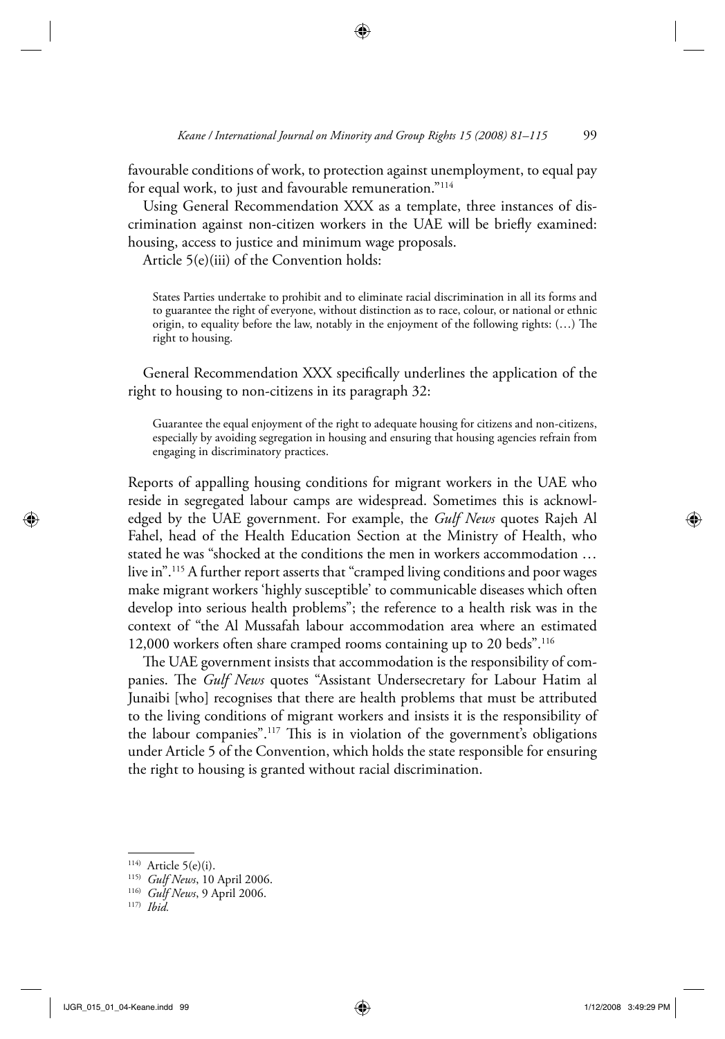favourable conditions of work, to protection against unemployment, to equal pay for equal work, to just and favourable remuneration."[114]

Using General Recommendation XXX as a template, three instances of discrimination against non-citizen workers in the UAE will be briefly examined: housing, access to justice and minimum wage proposals.

Article 5(e)(iii) of the Convention holds:

> States Parties undertake to prohibit and to eliminate racial discrimination in all its forms and to guarantee the right of everyone, without distinction as to race, colour, or national or ethnic origin, to equality before the law, notably in the enjoyment of the following rights: (…) The right to housing.

General Recommendation XXX specifically underlines the application of the right to housing to non-citizens in its paragraph 32:

> Guarantee the equal enjoyment of the right to adequate housing for citizens and non-citizens, especially by avoiding segregation in housing and ensuring that housing agencies refrain from engaging in discriminatory practices.

Reports of appalling housing conditions for migrant workers in the UAE who reside in segregated labour camps are widespread. Sometimes this is acknowledged by the UAE government. For example, the *Gulf News* quotes Rajeh Al Fahel, head of the Health Education Section at the Ministry of Health, who stated he was "shocked at the conditions the men in workers accommodation … live in".[115] A further report asserts that "cramped living conditions and poor wages make migrant workers 'highly susceptible' to communicable diseases which often develop into serious health problems"; the reference to a health risk was in the context of "the Al Mussafah labour accommodation area where an estimated 12,000 workers often share cramped rooms containing up to 20 beds".[116]

The UAE government insists that accommodation is the responsibility of companies. The *Gulf News* quotes "Assistant Undersecretary for Labour Hatim al Junaibi [who] recognises that there are health problems that must be attributed to the living conditions of migrant workers and insists it is the responsibility of the labour companies".[117] This is in violation of the government's obligations under Article 5 of the Convention, which holds the state responsible for ensuring the right to housing is granted without racial discrimination.

---

[114] Article 5(e)(i).

[115] *Gulf News*, 10 April 2006.

[116] *Gulf News*, 9 April 2006.

[117] *Ibid.*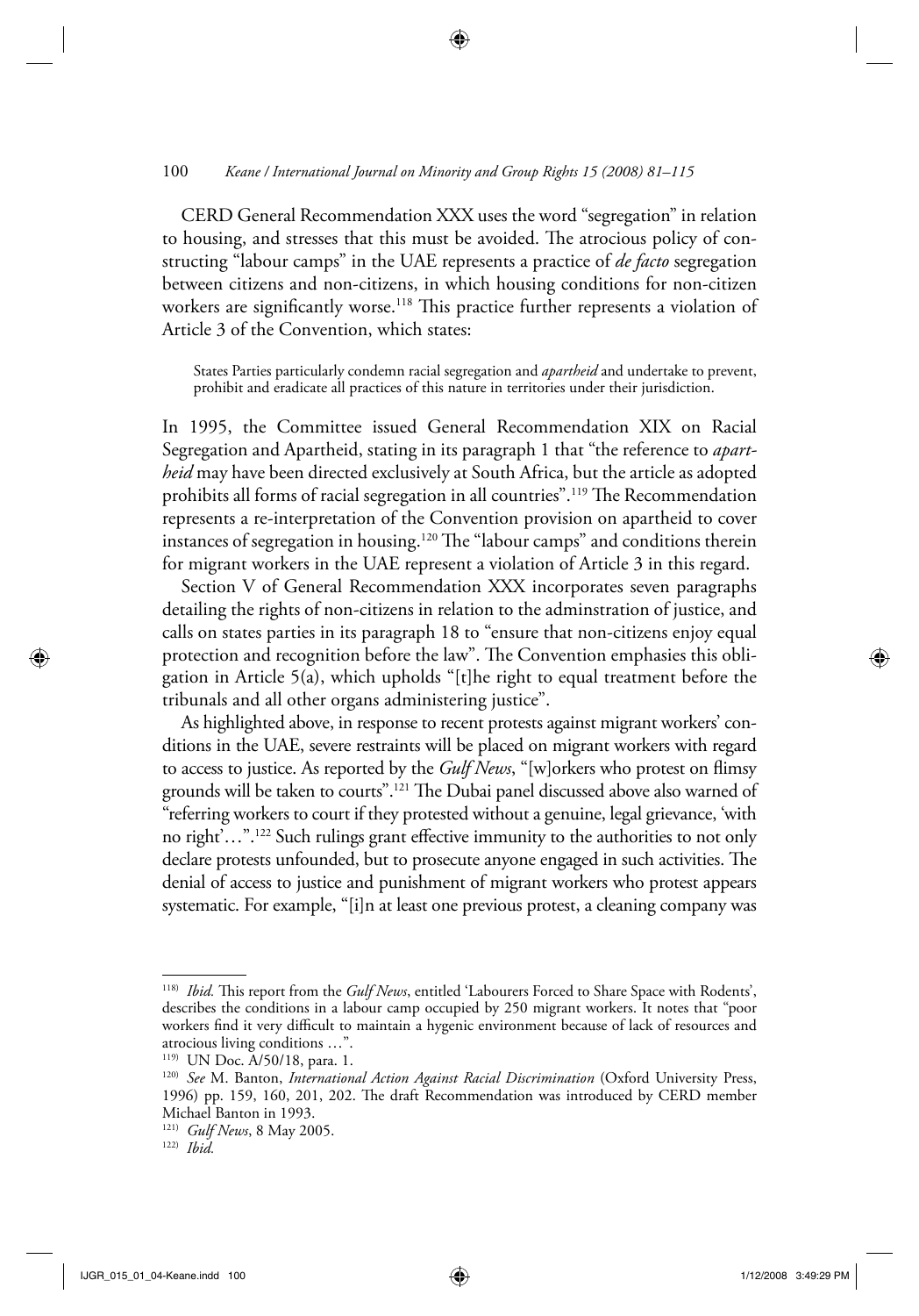CERD General Recommendation XXX uses the word "segregation" in relation to housing, and stresses that this must be avoided. The atrocious policy of constructing "labour camps" in the UAE represents a practice of *de facto* segregation between citizens and non-citizens, in which housing conditions for non-citizen workers are significantly worse.[118] This practice further represents a violation of Article 3 of the Convention, which states:

> States Parties particularly condemn racial segregation and *apartheid* and undertake to prevent, prohibit and eradicate all practices of this nature in territories under their jurisdiction.

In 1995, the Committee issued General Recommendation XIX on Racial Segregation and Apartheid, stating in its paragraph 1 that "the reference to *apartheid* may have been directed exclusively at South Africa, but the article as adopted prohibits all forms of racial segregation in all countries".[119] The Recommendation represents a re-interpretation of the Convention provision on apartheid to cover instances of segregation in housing.[120] The "labour camps" and conditions therein for migrant workers in the UAE represent a violation of Article 3 in this regard.

Section V of General Recommendation XXX incorporates seven paragraphs detailing the rights of non-citizens in relation to the adminstration of justice, and calls on states parties in its paragraph 18 to "ensure that non-citizens enjoy equal protection and recognition before the law". The Convention emphasies this obligation in Article 5(a), which upholds "[t]he right to equal treatment before the tribunals and all other organs administering justice".

As highlighted above, in response to recent protests against migrant workers' conditions in the UAE, severe restraints will be placed on migrant workers with regard to access to justice. As reported by the *Gulf News*, "[w]orkers who protest on flimsy grounds will be taken to courts".[121] The Dubai panel discussed above also warned of "referring workers to court if they protested without a genuine, legal grievance, 'with no right'…".[122] Such rulings grant effective immunity to the authorities to not only declare protests unfounded, but to prosecute anyone engaged in such activities. The denial of access to justice and punishment of migrant workers who protest appears systematic. For example, "[i]n at least one previous protest, a cleaning company was

---

[118] *Ibid.* This report from the *Gulf News*, entitled 'Labourers Forced to Share Space with Rodents', describes the conditions in a labour camp occupied by 250 migrant workers. It notes that "poor workers find it very difficult to maintain a hygenic environment because of lack of resources and atrocious living conditions …".

[119] UN Doc. A/50/18, para. 1.

[120] *See* M. Banton, *International Action Against Racial Discrimination* (Oxford University Press, 1996) pp. 159, 160, 201, 202. The draft Recommendation was introduced by CERD member Michael Banton in 1993.

[121] *Gulf News*, 8 May 2005.

[122] *Ibid.*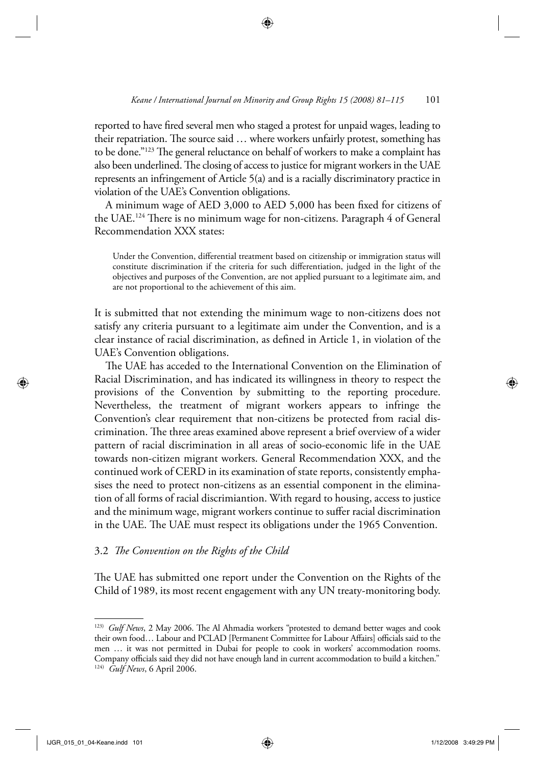reported to have fired several men who staged a protest for unpaid wages, leading to their repatriation. The source said … where workers unfairly protest, something has to be done."[123] The general reluctance on behalf of workers to make a complaint has also been underlined. The closing of access to justice for migrant workers in the UAE represents an infringement of Article 5(a) and is a racially discriminatory practice in violation of the UAE's Convention obligations.

A minimum wage of AED 3,000 to AED 5,000 has been fixed for citizens of the UAE.[124] There is no minimum wage for non-citizens. Paragraph 4 of General Recommendation XXX states:

> Under the Convention, differential treatment based on citizenship or immigration status will constitute discrimination if the criteria for such differentiation, judged in the light of the objectives and purposes of the Convention, are not applied pursuant to a legitimate aim, and are not proportional to the achievement of this aim.

It is submitted that not extending the minimum wage to non-citizens does not satisfy any criteria pursuant to a legitimate aim under the Convention, and is a clear instance of racial discrimination, as defined in Article 1, in violation of the UAE's Convention obligations.

The UAE has acceded to the International Convention on the Elimination of Racial Discrimination, and has indicated its willingness in theory to respect the provisions of the Convention by submitting to the reporting procedure. Nevertheless, the treatment of migrant workers appears to infringe the Convention's clear requirement that non-citizens be protected from racial discrimination. The three areas examined above represent a brief overview of a wider pattern of racial discrimination in all areas of socio-economic life in the UAE towards non-citizen migrant workers. General Recommendation XXX, and the continued work of CERD in its examination of state reports, consistently emphasises the need to protect non-citizens as an essential component in the elimination of all forms of racial discrimiantion. With regard to housing, access to justice and the minimum wage, migrant workers continue to suffer racial discrimination in the UAE. The UAE must respect its obligations under the 1965 Convention.

### 3.2 *The Convention on the Rights of the Child*

The UAE has submitted one report under the Convention on the Rights of the Child of 1989, its most recent engagement with any UN treaty-monitoring body.

---

[123] *Gulf News*, 2 May 2006. The Al Ahmadia workers "protested to demand better wages and cook their own food… Labour and PCLAD [Permanent Committee for Labour Affairs] officials said to the men … it was not permitted in Dubai for people to cook in workers' accommodation rooms. Company officials said they did not have enough land in current accommodation to build a kitchen."

[124] *Gulf News*, 6 April 2006.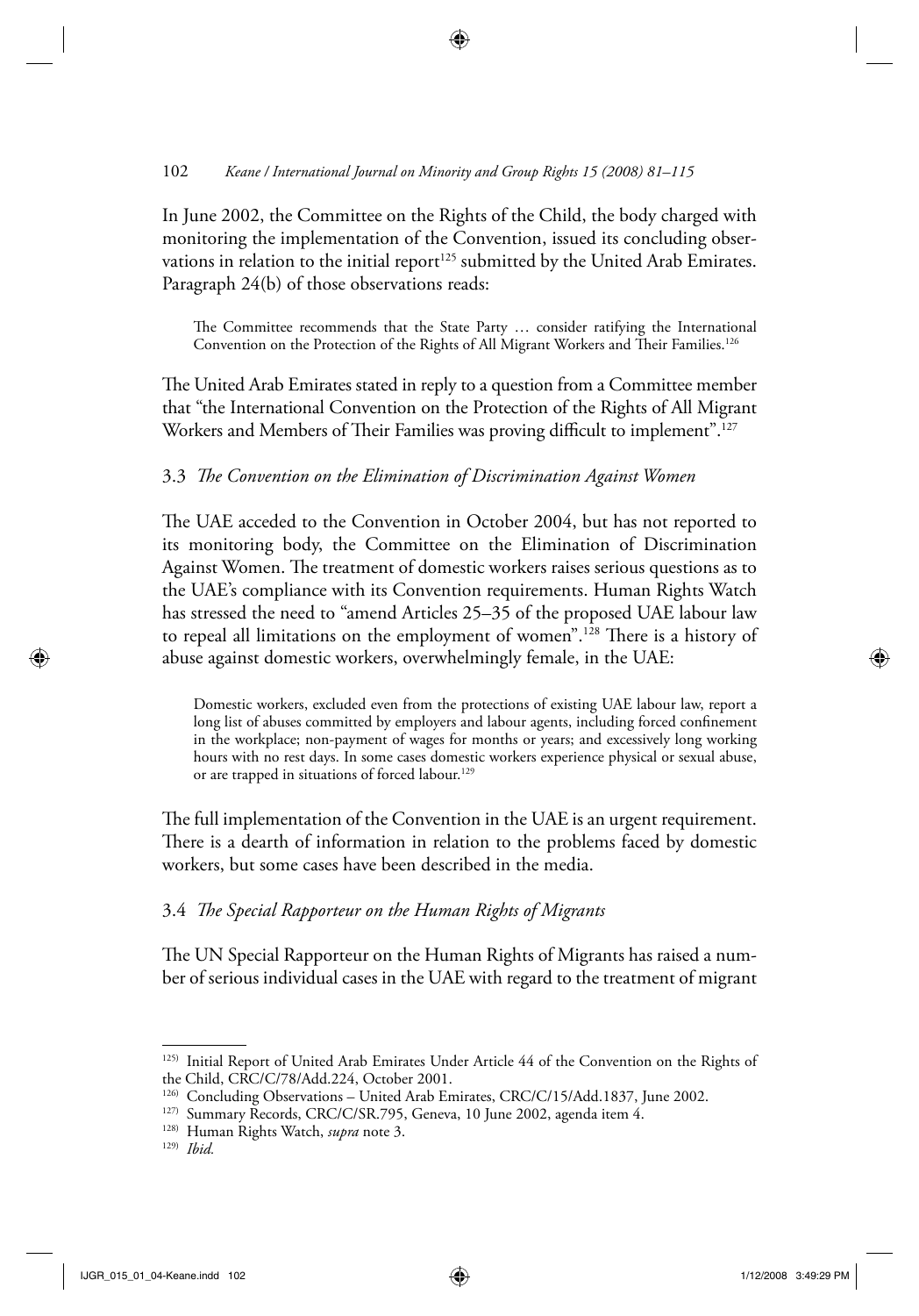In June 2002, the Committee on the Rights of the Child, the body charged with monitoring the implementation of the Convention, issued its concluding observations in relation to the initial report[125] submitted by the United Arab Emirates. Paragraph 24(b) of those observations reads:

> The Committee recommends that the State Party … consider ratifying the International Convention on the Protection of the Rights of All Migrant Workers and Their Families.[126]

The United Arab Emirates stated in reply to a question from a Committee member that "the International Convention on the Protection of the Rights of All Migrant Workers and Members of Their Families was proving difficult to implement".[127]

### 3.3 *The Convention on the Elimination of Discrimination Against Women*

The UAE acceded to the Convention in October 2004, but has not reported to its monitoring body, the Committee on the Elimination of Discrimination Against Women. The treatment of domestic workers raises serious questions as to the UAE's compliance with its Convention requirements. Human Rights Watch has stressed the need to "amend Articles 25–35 of the proposed UAE labour law to repeal all limitations on the employment of women".[128] There is a history of abuse against domestic workers, overwhelmingly female, in the UAE:

> Domestic workers, excluded even from the protections of existing UAE labour law, report a long list of abuses committed by employers and labour agents, including forced confinement in the workplace; non-payment of wages for months or years; and excessively long working hours with no rest days. In some cases domestic workers experience physical or sexual abuse, or are trapped in situations of forced labour.[129]

The full implementation of the Convention in the UAE is an urgent requirement. There is a dearth of information in relation to the problems faced by domestic workers, but some cases have been described in the media.

### 3.4 *The Special Rapporteur on the Human Rights of Migrants*

The UN Special Rapporteur on the Human Rights of Migrants has raised a number of serious individual cases in the UAE with regard to the treatment of migrant

---

125) Initial Report of United Arab Emirates Under Article 44 of the Convention on the Rights of the Child, CRC/C/78/Add.224, October 2001.

126) Concluding Observations – United Arab Emirates, CRC/C/15/Add.1837, June 2002.

127) Summary Records, CRC/C/SR.795, Geneva, 10 June 2002, agenda item 4.

128) Human Rights Watch, *supra* note 3.

129) *Ibid.*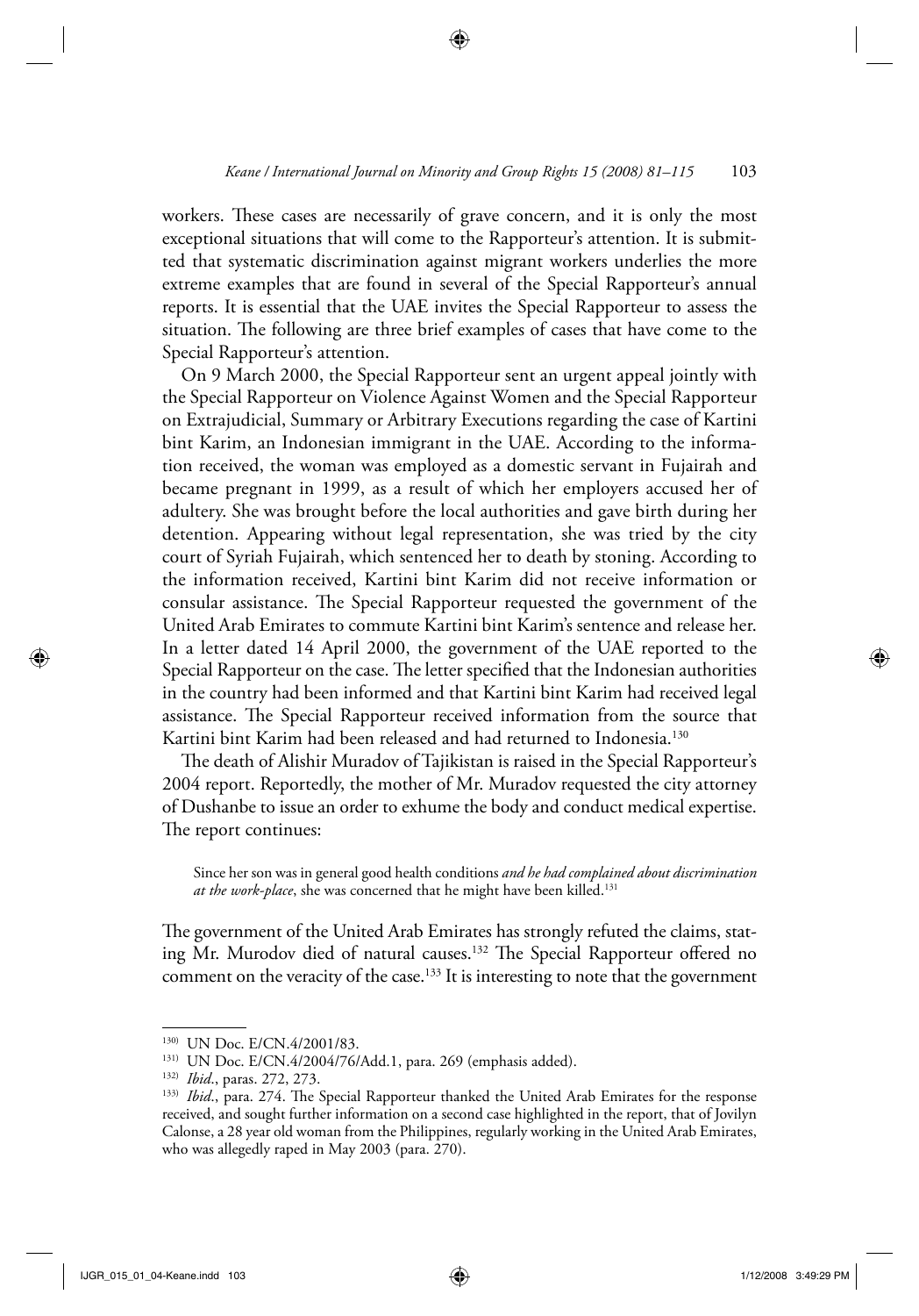workers. These cases are necessarily of grave concern, and it is only the most exceptional situations that will come to the Rapporteur's attention. It is submitted that systematic discrimination against migrant workers underlies the more extreme examples that are found in several of the Special Rapporteur's annual reports. It is essential that the UAE invites the Special Rapporteur to assess the situation. The following are three brief examples of cases that have come to the Special Rapporteur's attention.

On 9 March 2000, the Special Rapporteur sent an urgent appeal jointly with the Special Rapporteur on Violence Against Women and the Special Rapporteur on Extrajudicial, Summary or Arbitrary Executions regarding the case of Kartini bint Karim, an Indonesian immigrant in the UAE. According to the information received, the woman was employed as a domestic servant in Fujairah and became pregnant in 1999, as a result of which her employers accused her of adultery. She was brought before the local authorities and gave birth during her detention. Appearing without legal representation, she was tried by the city court of Syriah Fujairah, which sentenced her to death by stoning. According to the information received, Kartini bint Karim did not receive information or consular assistance. The Special Rapporteur requested the government of the United Arab Emirates to commute Kartini bint Karim's sentence and release her. In a letter dated 14 April 2000, the government of the UAE reported to the Special Rapporteur on the case. The letter specified that the Indonesian authorities in the country had been informed and that Kartini bint Karim had received legal assistance. The Special Rapporteur received information from the source that Kartini bint Karim had been released and had returned to Indonesia.[130]

The death of Alishir Muradov of Tajikistan is raised in the Special Rapporteur's 2004 report. Reportedly, the mother of Mr. Muradov requested the city attorney of Dushanbe to issue an order to exhume the body and conduct medical expertise. The report continues:

> Since her son was in general good health conditions *and he had complained about discrimination at the work-place*, she was concerned that he might have been killed.[131]

The government of the United Arab Emirates has strongly refuted the claims, stating Mr. Murodov died of natural causes.[132] The Special Rapporteur offered no comment on the veracity of the case.[133] It is interesting to note that the government

---

[130] UN Doc. E/CN.4/2001/83.

[131] UN Doc. E/CN.4/2004/76/Add.1, para. 269 (emphasis added).

[132] *Ibid*., paras. 272, 273.

[133] *Ibid*., para. 274. The Special Rapporteur thanked the United Arab Emirates for the response received, and sought further information on a second case highlighted in the report, that of Jovilyn Calonse, a 28 year old woman from the Philippines, regularly working in the United Arab Emirates, who was allegedly raped in May 2003 (para. 270).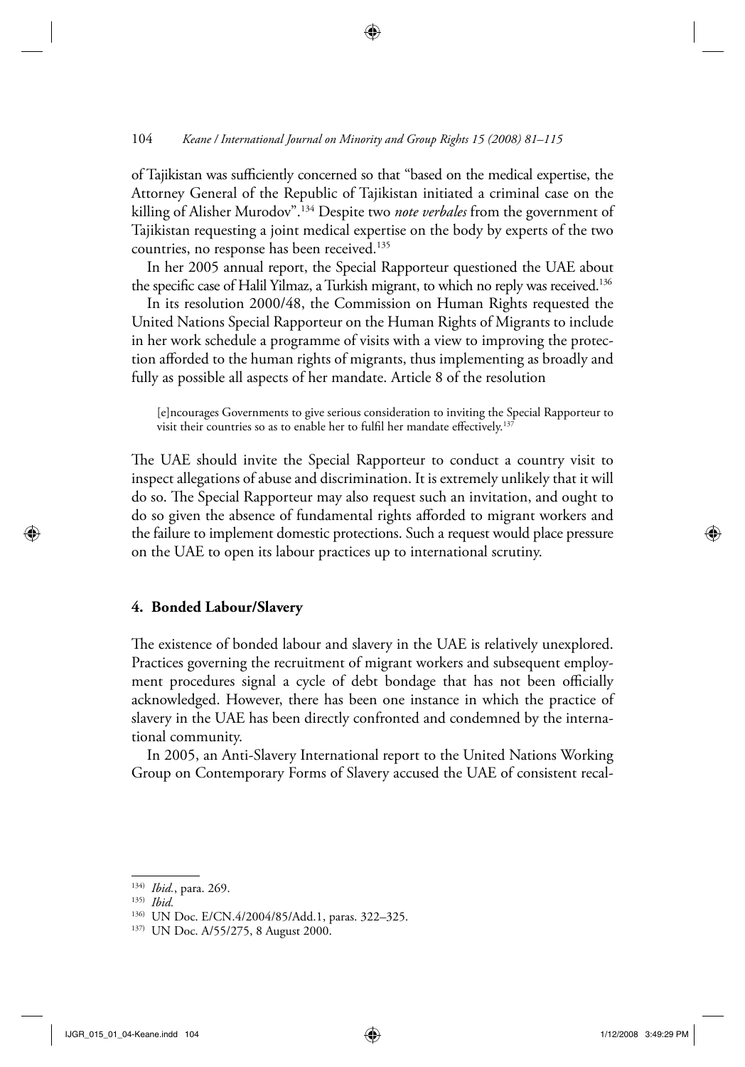of Tajikistan was sufficiently concerned so that "based on the medical expertise, the Attorney General of the Republic of Tajikistan initiated a criminal case on the killing of Alisher Murodov".[134] Despite two *note verbales* from the government of Tajikistan requesting a joint medical expertise on the body by experts of the two countries, no response has been received.[135]

In her 2005 annual report, the Special Rapporteur questioned the UAE about the specific case of Halil Yilmaz, a Turkish migrant, to which no reply was received.[136]

In its resolution 2000/48, the Commission on Human Rights requested the United Nations Special Rapporteur on the Human Rights of Migrants to include in her work schedule a programme of visits with a view to improving the protection afforded to the human rights of migrants, thus implementing as broadly and fully as possible all aspects of her mandate. Article 8 of the resolution

> [e]ncourages Governments to give serious consideration to inviting the Special Rapporteur to visit their countries so as to enable her to fulfil her mandate effectively.[137]

The UAE should invite the Special Rapporteur to conduct a country visit to inspect allegations of abuse and discrimination. It is extremely unlikely that it will do so. The Special Rapporteur may also request such an invitation, and ought to do so given the absence of fundamental rights afforded to migrant workers and the failure to implement domestic protections. Such a request would place pressure on the UAE to open its labour practices up to international scrutiny.

## 4. Bonded Labour/Slavery

The existence of bonded labour and slavery in the UAE is relatively unexplored. Practices governing the recruitment of migrant workers and subsequent employment procedures signal a cycle of debt bondage that has not been officially acknowledged. However, there has been one instance in which the practice of slavery in the UAE has been directly confronted and condemned by the international community.

In 2005, an Anti-Slavery International report to the United Nations Working Group on Contemporary Forms of Slavery accused the UAE of consistent recal-

---

[134] *Ibid.*, para. 269.

[135] *Ibid.*

[136] UN Doc. E/CN.4/2004/85/Add.1, paras. 322–325.

[137] UN Doc. A/55/275, 8 August 2000.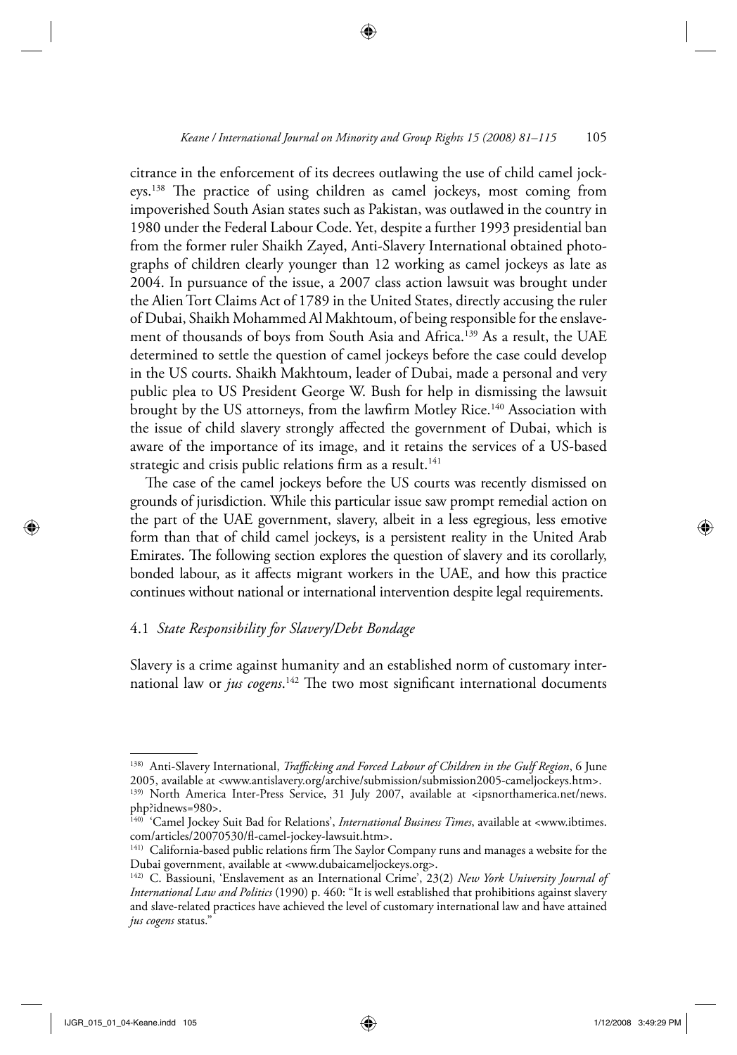citrance in the enforcement of its decrees outlawing the use of child camel jockeys.[138] The practice of using children as camel jockeys, most coming from impoverished South Asian states such as Pakistan, was outlawed in the country in 1980 under the Federal Labour Code. Yet, despite a further 1993 presidential ban from the former ruler Shaikh Zayed, Anti-Slavery International obtained photographs of children clearly younger than 12 working as camel jockeys as late as 2004. In pursuance of the issue, a 2007 class action lawsuit was brought under the Alien Tort Claims Act of 1789 in the United States, directly accusing the ruler of Dubai, Shaikh Mohammed Al Makhtoum, of being responsible for the enslavement of thousands of boys from South Asia and Africa.[139] As a result, the UAE determined to settle the question of camel jockeys before the case could develop in the US courts. Shaikh Makhtoum, leader of Dubai, made a personal and very public plea to US President George W. Bush for help in dismissing the lawsuit brought by the US attorneys, from the lawfirm Motley Rice.[140] Association with the issue of child slavery strongly affected the government of Dubai, which is aware of the importance of its image, and it retains the services of a US-based strategic and crisis public relations firm as a result.[141]

The case of the camel jockeys before the US courts was recently dismissed on grounds of jurisdiction. While this particular issue saw prompt remedial action on the part of the UAE government, slavery, albeit in a less egregious, less emotive form than that of child camel jockeys, is a persistent reality in the United Arab Emirates. The following section explores the question of slavery and its corollarly, bonded labour, as it affects migrant workers in the UAE, and how this practice continues without national or international intervention despite legal requirements.

### 4.1 *State Responsibility for Slavery/Debt Bondage*

Slavery is a crime against humanity and an established norm of customary international law or *jus cogens*.[142] The two most significant international documents

---

[138] Anti-Slavery International, *Trafficking and Forced Labour of Children in the Gulf Region*, 6 June 2005, available at <www.antislavery.org/archive/submission/submission2005-cameljockeys.htm>.

[139] North America Inter-Press Service, 31 July 2007, available at <ipsnorthamerica.net/news.php?idnews=980>.

[140] 'Camel Jockey Suit Bad for Relations', *International Business Times*, available at <www.ibtimes.com/articles/20070530/fl-camel-jockey-lawsuit.htm>.

[141] California-based public relations firm The Saylor Company runs and manages a website for the Dubai government, available at <www.dubaicameljockeys.org>.

[142] C. Bassiouni, 'Enslavement as an International Crime', 23(2) *New York University Journal of International Law and Politics* (1990) p. 460: "It is well established that prohibitions against slavery and slave-related practices have achieved the level of customary international law and have attained *jus cogens* status."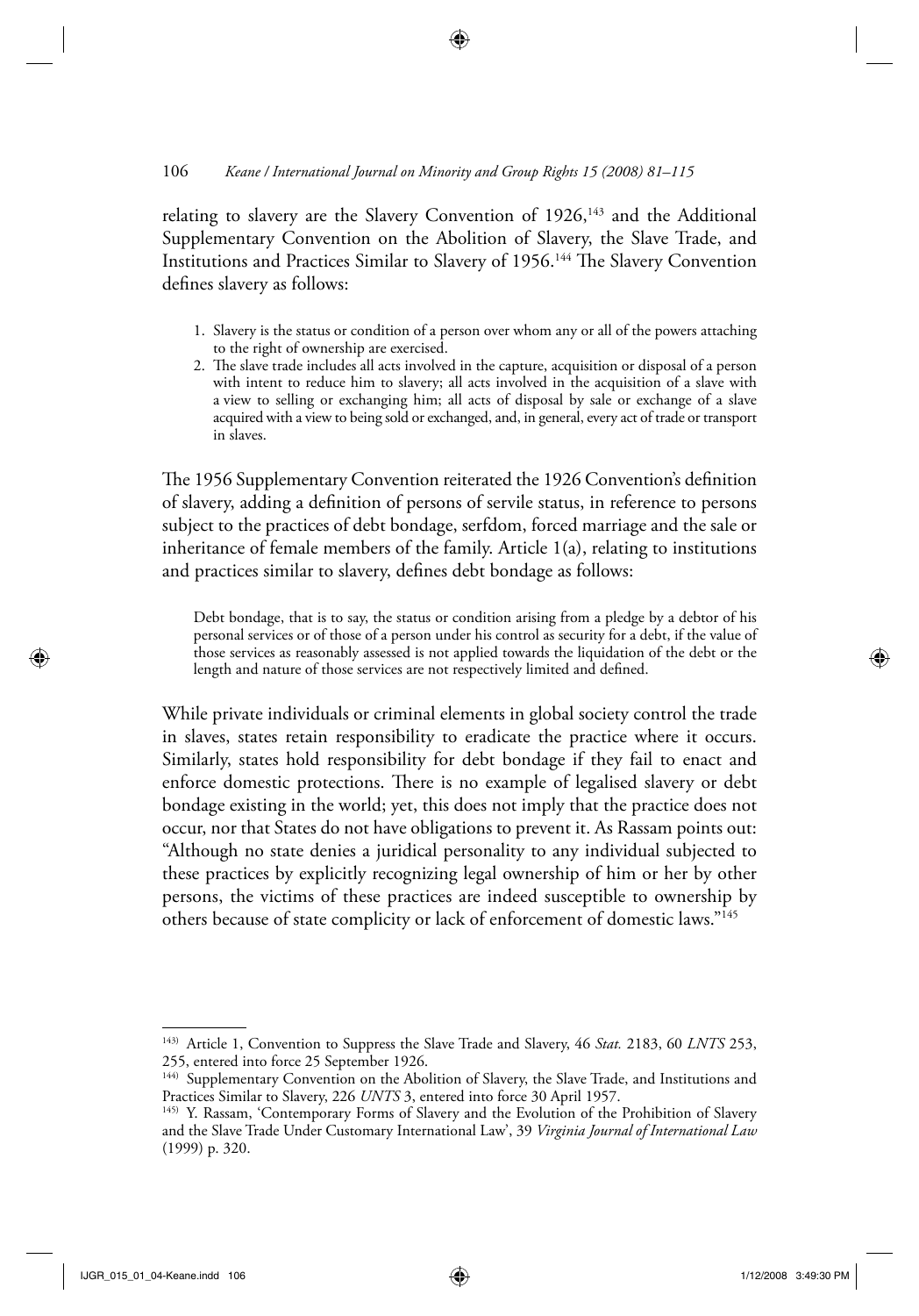relating to slavery are the Slavery Convention of 1926,[143] and the Additional Supplementary Convention on the Abolition of Slavery, the Slave Trade, and Institutions and Practices Similar to Slavery of 1956.[144] The Slavery Convention defines slavery as follows:

> 1. Slavery is the status or condition of a person over whom any or all of the powers attaching to the right of ownership are exercised.
> 2. The slave trade includes all acts involved in the capture, acquisition or disposal of a person with intent to reduce him to slavery; all acts involved in the acquisition of a slave with a view to selling or exchanging him; all acts of disposal by sale or exchange of a slave acquired with a view to being sold or exchanged, and, in general, every act of trade or transport in slaves.

The 1956 Supplementary Convention reiterated the 1926 Convention's definition of slavery, adding a definition of persons of servile status, in reference to persons subject to the practices of debt bondage, serfdom, forced marriage and the sale or inheritance of female members of the family. Article 1(a), relating to institutions and practices similar to slavery, defines debt bondage as follows:

> Debt bondage, that is to say, the status or condition arising from a pledge by a debtor of his personal services or of those of a person under his control as security for a debt, if the value of those services as reasonably assessed is not applied towards the liquidation of the debt or the length and nature of those services are not respectively limited and defined.

While private individuals or criminal elements in global society control the trade in slaves, states retain responsibility to eradicate the practice where it occurs. Similarly, states hold responsibility for debt bondage if they fail to enact and enforce domestic protections. There is no example of legalised slavery or debt bondage existing in the world; yet, this does not imply that the practice does not occur, nor that States do not have obligations to prevent it. As Rassam points out: "Although no state denies a juridical personality to any individual subjected to these practices by explicitly recognizing legal ownership of him or her by other persons, the victims of these practices are indeed susceptible to ownership by others because of state complicity or lack of enforcement of domestic laws."[145]

---

[143] Article 1, Convention to Suppress the Slave Trade and Slavery, 46 *Stat.* 2183, 60 *LNTS* 253, 255, entered into force 25 September 1926.

[144] Supplementary Convention on the Abolition of Slavery, the Slave Trade, and Institutions and Practices Similar to Slavery, 226 *UNTS* 3, entered into force 30 April 1957.

[145] Y. Rassam, 'Contemporary Forms of Slavery and the Evolution of the Prohibition of Slavery and the Slave Trade Under Customary International Law', 39 *Virginia Journal of International Law* (1999) p. 320.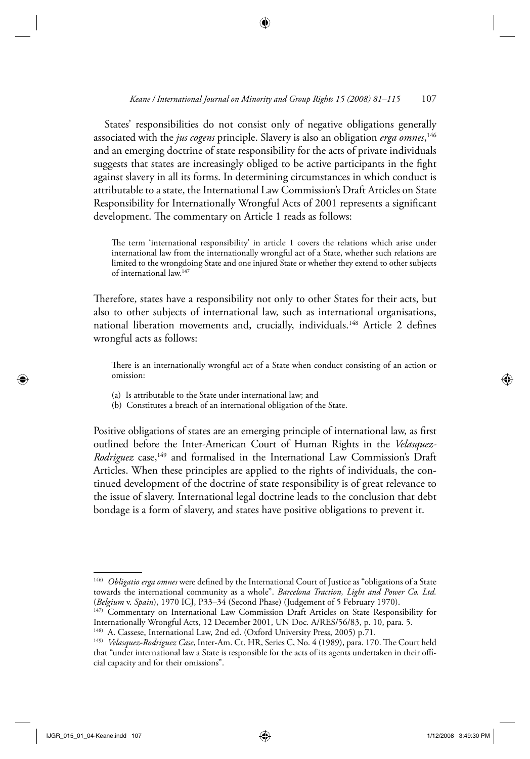States' responsibilities do not consist only of negative obligations generally associated with the *jus cogens* principle. Slavery is also an obligation *erga omnes*,[146] and an emerging doctrine of state responsibility for the acts of private individuals suggests that states are increasingly obliged to be active participants in the fight against slavery in all its forms. In determining circumstances in which conduct is attributable to a state, the International Law Commission's Draft Articles on State Responsibility for Internationally Wrongful Acts of 2001 represents a significant development. The commentary on Article 1 reads as follows:

> The term 'international responsibility' in article 1 covers the relations which arise under international law from the internationally wrongful act of a State, whether such relations are limited to the wrongdoing State and one injured State or whether they extend to other subjects of international law.[147]

Therefore, states have a responsibility not only to other States for their acts, but also to other subjects of international law, such as international organisations, national liberation movements and, crucially, individuals.[148] Article 2 defines wrongful acts as follows:

> There is an internationally wrongful act of a State when conduct consisting of an action or omission:
>
> (a) Is attributable to the State under international law; and
> (b) Constitutes a breach of an international obligation of the State.

Positive obligations of states are an emerging principle of international law, as first outlined before the Inter-American Court of Human Rights in the *Velasquez-Rodriguez* case,[149] and formalised in the International Law Commission's Draft Articles. When these principles are applied to the rights of individuals, the continued development of the doctrine of state responsibility is of great relevance to the issue of slavery. International legal doctrine leads to the conclusion that debt bondage is a form of slavery, and states have positive obligations to prevent it.

---

[146] *Obligatio erga omnes* were defined by the International Court of Justice as "obligations of a State towards the international community as a whole". *Barcelona Traction, Light and Power Co. Ltd.* (*Belgium* v. *Spain*), 1970 ICJ, P33–34 (Second Phase) (Judgement of 5 February 1970).

[147] Commentary on International Law Commission Draft Articles on State Responsibility for Internationally Wrongful Acts, 12 December 2001, UN Doc. A/RES/56/83, p. 10, para. 5.

[148] A. Cassese, International Law, 2nd ed. (Oxford University Press, 2005) p.71.

[149] *Velasquez-Rodriguez Case*, Inter-Am. Ct. HR, Series C, No. 4 (1989), para. 170. The Court held that "under international law a State is responsible for the acts of its agents undertaken in their official capacity and for their omissions".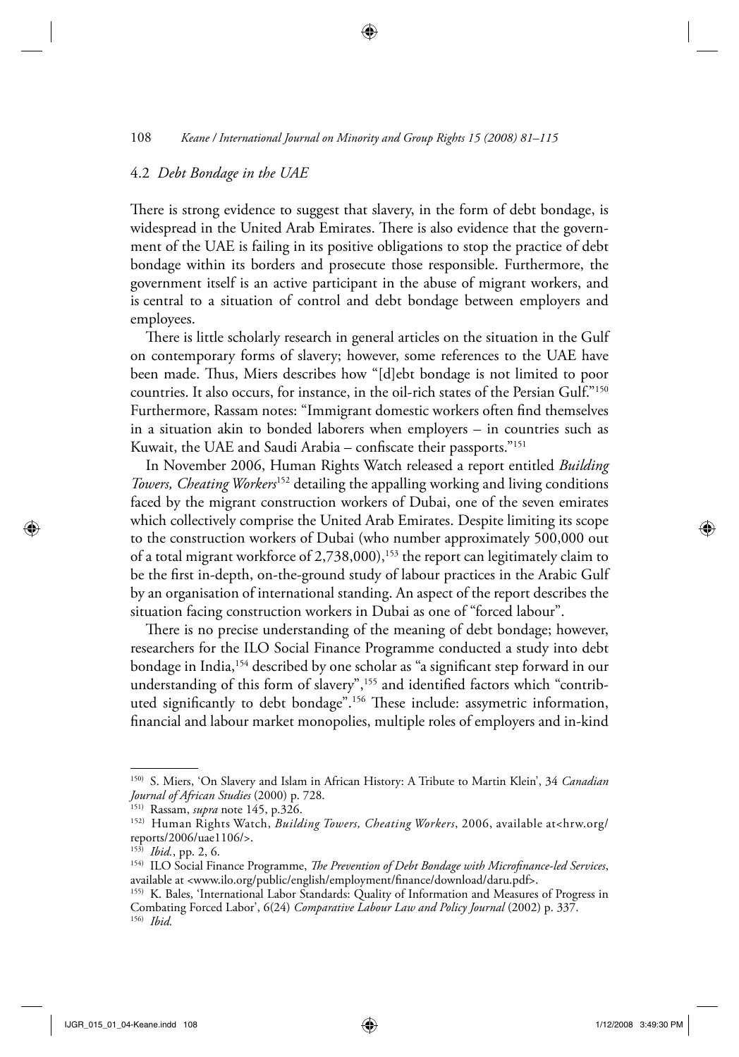### 4.2 *Debt Bondage in the UAE*

There is strong evidence to suggest that slavery, in the form of debt bondage, is widespread in the United Arab Emirates. There is also evidence that the government of the UAE is failing in its positive obligations to stop the practice of debt bondage within its borders and prosecute those responsible. Furthermore, the government itself is an active participant in the abuse of migrant workers, and is central to a situation of control and debt bondage between employers and employees.

There is little scholarly research in general articles on the situation in the Gulf on contemporary forms of slavery; however, some references to the UAE have been made. Thus, Miers describes how "[d]ebt bondage is not limited to poor countries. It also occurs, for instance, in the oil-rich states of the Persian Gulf."[150] Furthermore, Rassam notes: "Immigrant domestic workers often find themselves in a situation akin to bonded laborers when employers – in countries such as Kuwait, the UAE and Saudi Arabia – confiscate their passports."[151]

In November 2006, Human Rights Watch released a report entitled *Building Towers, Cheating Workers*[152] detailing the appalling working and living conditions faced by the migrant construction workers of Dubai, one of the seven emirates which collectively comprise the United Arab Emirates. Despite limiting its scope to the construction workers of Dubai (who number approximately 500,000 out of a total migrant workforce of 2,738,000),[153] the report can legitimately claim to be the first in-depth, on-the-ground study of labour practices in the Arabic Gulf by an organisation of international standing. An aspect of the report describes the situation facing construction workers in Dubai as one of "forced labour".

There is no precise understanding of the meaning of debt bondage; however, researchers for the ILO Social Finance Programme conducted a study into debt bondage in India,[154] described by one scholar as "a significant step forward in our understanding of this form of slavery",[155] and identified factors which "contributed significantly to debt bondage".[156] These include: assymetric information, financial and labour market monopolies, multiple roles of employers and in-kind

---

[150] S. Miers, 'On Slavery and Islam in African History: A Tribute to Martin Klein', 34 *Canadian Journal of African Studies* (2000) p. 728.

[151] Rassam, *supra* note 145, p.326.

[152] Human Rights Watch, *Building Towers, Cheating Workers*, 2006, available at<hrw.org/reports/2006/uae1106/>.

[153] *Ibid.*, pp. 2, 6.

[154] ILO Social Finance Programme, *The Prevention of Debt Bondage with Microfinance-led Services*, available at <www.ilo.org/public/english/employment/finance/download/daru.pdf>.

[155] K. Bales, 'International Labor Standards: Quality of Information and Measures of Progress in Combating Forced Labor', 6(24) *Comparative Labour Law and Policy Journal* (2002) p. 337.

[156] *Ibid.*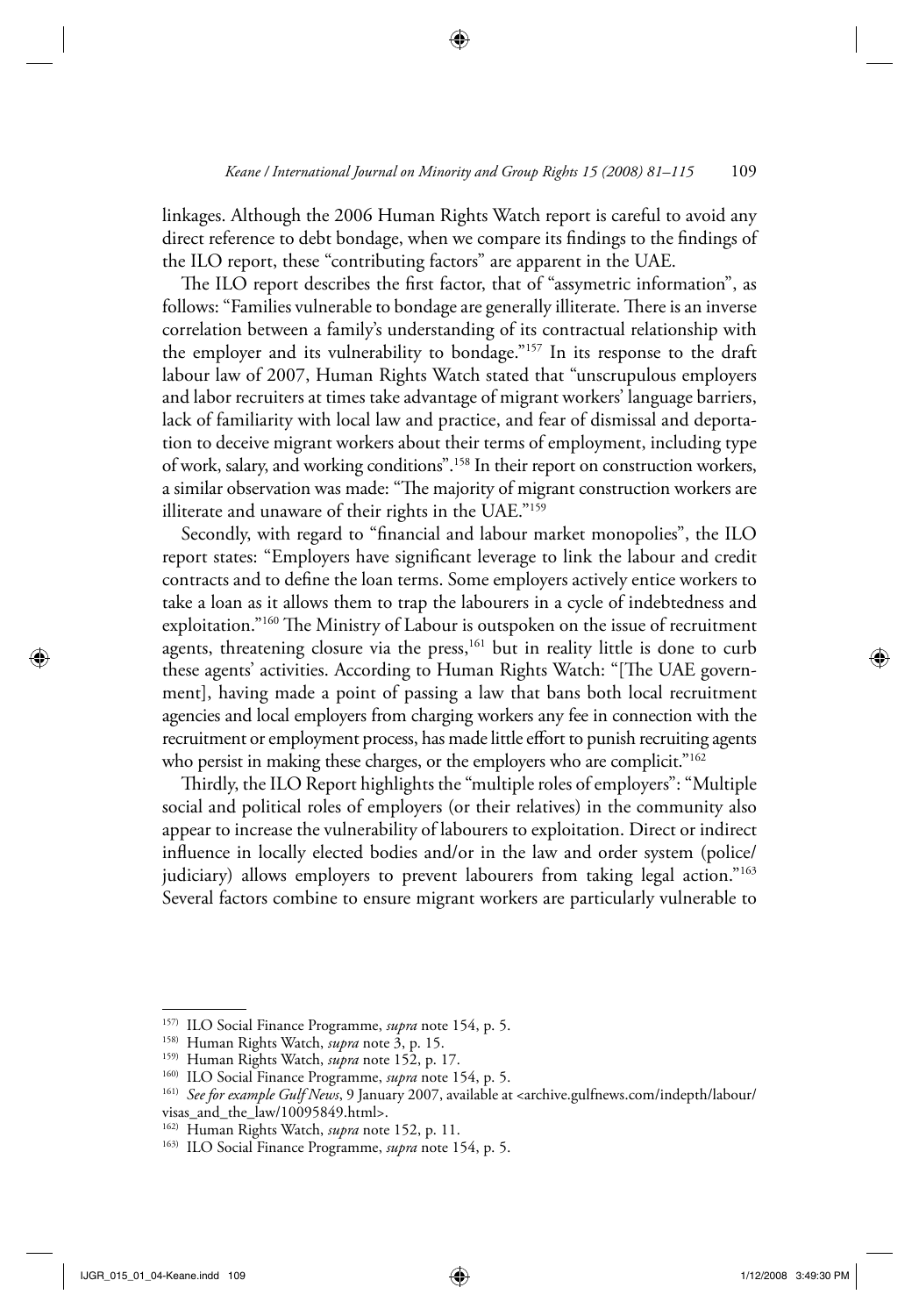linkages. Although the 2006 Human Rights Watch report is careful to avoid any direct reference to debt bondage, when we compare its findings to the findings of the ILO report, these "contributing factors" are apparent in the UAE.

The ILO report describes the first factor, that of "assymetric information", as follows: "Families vulnerable to bondage are generally illiterate. There is an inverse correlation between a family's understanding of its contractual relationship with the employer and its vulnerability to bondage."[157] In its response to the draft labour law of 2007, Human Rights Watch stated that "unscrupulous employers and labor recruiters at times take advantage of migrant workers' language barriers, lack of familiarity with local law and practice, and fear of dismissal and deportation to deceive migrant workers about their terms of employment, including type of work, salary, and working conditions".[158] In their report on construction workers, a similar observation was made: "The majority of migrant construction workers are illiterate and unaware of their rights in the UAE."[159]

Secondly, with regard to "financial and labour market monopolies", the ILO report states: "Employers have significant leverage to link the labour and credit contracts and to define the loan terms. Some employers actively entice workers to take a loan as it allows them to trap the labourers in a cycle of indebtedness and exploitation."[160] The Ministry of Labour is outspoken on the issue of recruitment agents, threatening closure via the press,[161] but in reality little is done to curb these agents' activities. According to Human Rights Watch: "[The UAE government], having made a point of passing a law that bans both local recruitment agencies and local employers from charging workers any fee in connection with the recruitment or employment process, has made little effort to punish recruiting agents who persist in making these charges, or the employers who are complicit."[162]

Thirdly, the ILO Report highlights the "multiple roles of employers": "Multiple social and political roles of employers (or their relatives) in the community also appear to increase the vulnerability of labourers to exploitation. Direct or indirect influence in locally elected bodies and/or in the law and order system (police/judiciary) allows employers to prevent labourers from taking legal action."[163] Several factors combine to ensure migrant workers are particularly vulnerable to

---

[157] ILO Social Finance Programme, *supra* note 154, p. 5.

[158] Human Rights Watch, *supra* note 3, p. 15.

[159] Human Rights Watch, *supra* note 152, p. 17.

[160] ILO Social Finance Programme, *supra* note 154, p. 5.

[161] *See for example Gulf News*, 9 January 2007, available at <archive.gulfnews.com/indepth/labour/visas_and_the_law/10095849.html>.

[162] Human Rights Watch, *supra* note 152, p. 11.

[163] ILO Social Finance Programme, *supra* note 154, p. 5.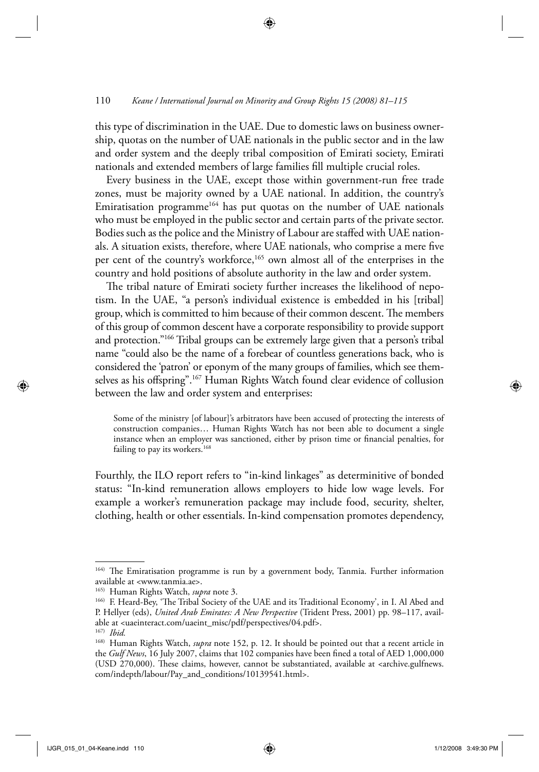this type of discrimination in the UAE. Due to domestic laws on business ownership, quotas on the number of UAE nationals in the public sector and in the law and order system and the deeply tribal composition of Emirati society, Emirati nationals and extended members of large families fill multiple crucial roles.

Every business in the UAE, except those within government-run free trade zones, must be majority owned by a UAE national. In addition, the country's Emiratisation programme[164] has put quotas on the number of UAE nationals who must be employed in the public sector and certain parts of the private sector. Bodies such as the police and the Ministry of Labour are staffed with UAE nationals. A situation exists, therefore, where UAE nationals, who comprise a mere five per cent of the country's workforce,[165] own almost all of the enterprises in the country and hold positions of absolute authority in the law and order system.

The tribal nature of Emirati society further increases the likelihood of nepotism. In the UAE, "a person's individual existence is embedded in his [tribal] group, which is committed to him because of their common descent. The members of this group of common descent have a corporate responsibility to provide support and protection."[166] Tribal groups can be extremely large given that a person's tribal name "could also be the name of a forebear of countless generations back, who is considered the 'patron' or eponym of the many groups of families, which see themselves as his offspring".[167] Human Rights Watch found clear evidence of collusion between the law and order system and enterprises:

> Some of the ministry [of labour]'s arbitrators have been accused of protecting the interests of construction companies… Human Rights Watch has not been able to document a single instance when an employer was sanctioned, either by prison time or financial penalties, for failing to pay its workers.[168]

Fourthly, the ILO report refers to "in-kind linkages" as determinitive of bonded status: "In-kind remuneration allows employers to hide low wage levels. For example a worker's remuneration package may include food, security, shelter, clothing, health or other essentials. In-kind compensation promotes dependency,

---

[164] The Emiratisation programme is run by a government body, Tanmia. Further information available at <www.tanmia.ae>.

[165] Human Rights Watch, *supra* note 3.

[166] F. Heard-Bey, 'The Tribal Society of the UAE and its Traditional Economy', in I. Al Abed and P. Hellyer (eds), *United Arab Emirates: A New Perspective* (Trident Press, 2001) pp. 98–117, available at <uaeinteract.com/uaeint_misc/pdf/perspectives/04.pdf>.

[167] *Ibid.*

[168] Human Rights Watch, *supra* note 152, p. 12. It should be pointed out that a recent article in the *Gulf News*, 16 July 2007, claims that 102 companies have been fined a total of AED 1,000,000 (USD 270,000). These claims, however, cannot be substantiated, available at <archive.gulfnews.com/indepth/labour/Pay_and_conditions/10139541.html>.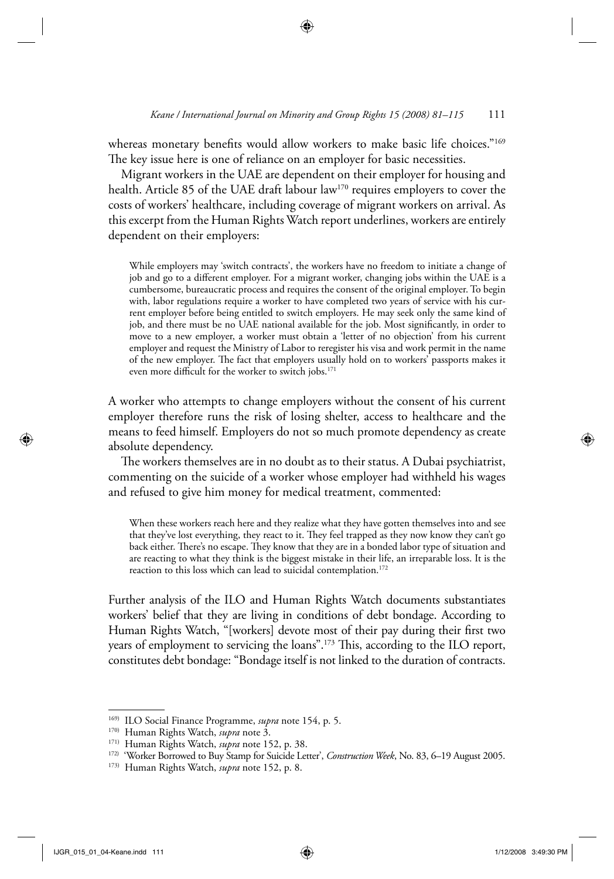whereas monetary benefits would allow workers to make basic life choices."[169] The key issue here is one of reliance on an employer for basic necessities.

Migrant workers in the UAE are dependent on their employer for housing and health. Article 85 of the UAE draft labour law[170] requires employers to cover the costs of workers' healthcare, including coverage of migrant workers on arrival. As this excerpt from the Human Rights Watch report underlines, workers are entirely dependent on their employers:

> While employers may 'switch contracts', the workers have no freedom to initiate a change of job and go to a different employer. For a migrant worker, changing jobs within the UAE is a cumbersome, bureaucratic process and requires the consent of the original employer. To begin with, labor regulations require a worker to have completed two years of service with his current employer before being entitled to switch employers. He may seek only the same kind of job, and there must be no UAE national available for the job. Most significantly, in order to move to a new employer, a worker must obtain a 'letter of no objection' from his current employer and request the Ministry of Labor to reregister his visa and work permit in the name of the new employer. The fact that employers usually hold on to workers' passports makes it even more difficult for the worker to switch jobs.[171]

A worker who attempts to change employers without the consent of his current employer therefore runs the risk of losing shelter, access to healthcare and the means to feed himself. Employers do not so much promote dependency as create absolute dependency.

The workers themselves are in no doubt as to their status. A Dubai psychiatrist, commenting on the suicide of a worker whose employer had withheld his wages and refused to give him money for medical treatment, commented:

> When these workers reach here and they realize what they have gotten themselves into and see that they've lost everything, they react to it. They feel trapped as they now know they can't go back either. There's no escape. They know that they are in a bonded labor type of situation and are reacting to what they think is the biggest mistake in their life, an irreparable loss. It is the reaction to this loss which can lead to suicidal contemplation.[172]

Further analysis of the ILO and Human Rights Watch documents substantiates workers' belief that they are living in conditions of debt bondage. According to Human Rights Watch, "[workers] devote most of their pay during their first two years of employment to servicing the loans".[173] This, according to the ILO report, constitutes debt bondage: "Bondage itself is not linked to the duration of contracts.

---

[169] ILO Social Finance Programme, *supra* note 154, p. 5.

[170] Human Rights Watch, *supra* note 3.

[171] Human Rights Watch, *supra* note 152, p. 38.

[172] 'Worker Borrowed to Buy Stamp for Suicide Letter', *Construction Week*, No. 83, 6–19 August 2005.

[173] Human Rights Watch, *supra* note 152, p. 8.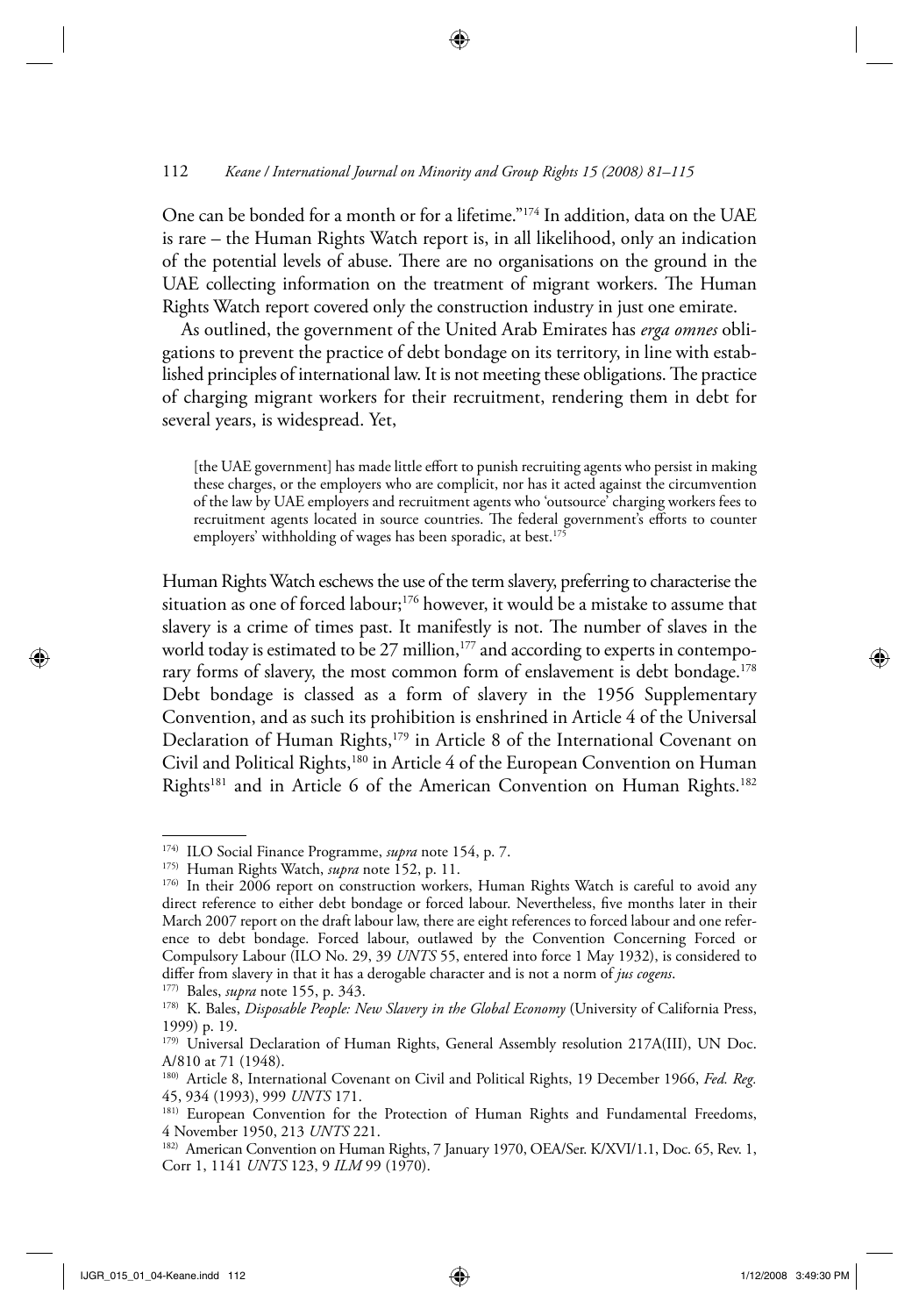One can be bonded for a month or for a lifetime."[174] In addition, data on the UAE is rare – the Human Rights Watch report is, in all likelihood, only an indication of the potential levels of abuse. There are no organisations on the ground in the UAE collecting information on the treatment of migrant workers. The Human Rights Watch report covered only the construction industry in just one emirate.

As outlined, the government of the United Arab Emirates has *erga omnes* obligations to prevent the practice of debt bondage on its territory, in line with established principles of international law. It is not meeting these obligations. The practice of charging migrant workers for their recruitment, rendering them in debt for several years, is widespread. Yet,

> [the UAE government] has made little effort to punish recruiting agents who persist in making these charges, or the employers who are complicit, nor has it acted against the circumvention of the law by UAE employers and recruitment agents who 'outsource' charging workers fees to recruitment agents located in source countries. The federal government's efforts to counter employers' withholding of wages has been sporadic, at best.[175]

Human Rights Watch eschews the use of the term slavery, preferring to characterise the situation as one of forced labour;[176] however, it would be a mistake to assume that slavery is a crime of times past. It manifestly is not. The number of slaves in the world today is estimated to be 27 million,[177] and according to experts in contemporary forms of slavery, the most common form of enslavement is debt bondage.[178] Debt bondage is classed as a form of slavery in the 1956 Supplementary Convention, and as such its prohibition is enshrined in Article 4 of the Universal Declaration of Human Rights,[179] in Article 8 of the International Covenant on Civil and Political Rights,[180] in Article 4 of the European Convention on Human Rights[181] and in Article 6 of the American Convention on Human Rights.[182]

---

[174] ILO Social Finance Programme, *supra* note 154, p. 7.

[175] Human Rights Watch, *supra* note 152, p. 11.

[176] In their 2006 report on construction workers, Human Rights Watch is careful to avoid any direct reference to either debt bondage or forced labour. Nevertheless, five months later in their March 2007 report on the draft labour law, there are eight references to forced labour and one reference to debt bondage. Forced labour, outlawed by the Convention Concerning Forced or Compulsory Labour (ILO No. 29, 39 *UNTS* 55, entered into force 1 May 1932), is considered to differ from slavery in that it has a derogable character and is not a norm of *jus cogens*.

[177] Bales, *supra* note 155, p. 343.

[178] K. Bales, *Disposable People: New Slavery in the Global Economy* (University of California Press, 1999) p. 19.

[179] Universal Declaration of Human Rights, General Assembly resolution 217A(III), UN Doc. A/810 at 71 (1948).

[180] Article 8, International Covenant on Civil and Political Rights, 19 December 1966, *Fed. Reg.* 45, 934 (1993), 999 *UNTS* 171.

[181] European Convention for the Protection of Human Rights and Fundamental Freedoms, 4 November 1950, 213 *UNTS* 221.

[182] American Convention on Human Rights, 7 January 1970, OEA/Ser. K/XVI/1.1, Doc. 65, Rev. 1, Corr 1, 1141 *UNTS* 123, 9 *ILM* 99 (1970).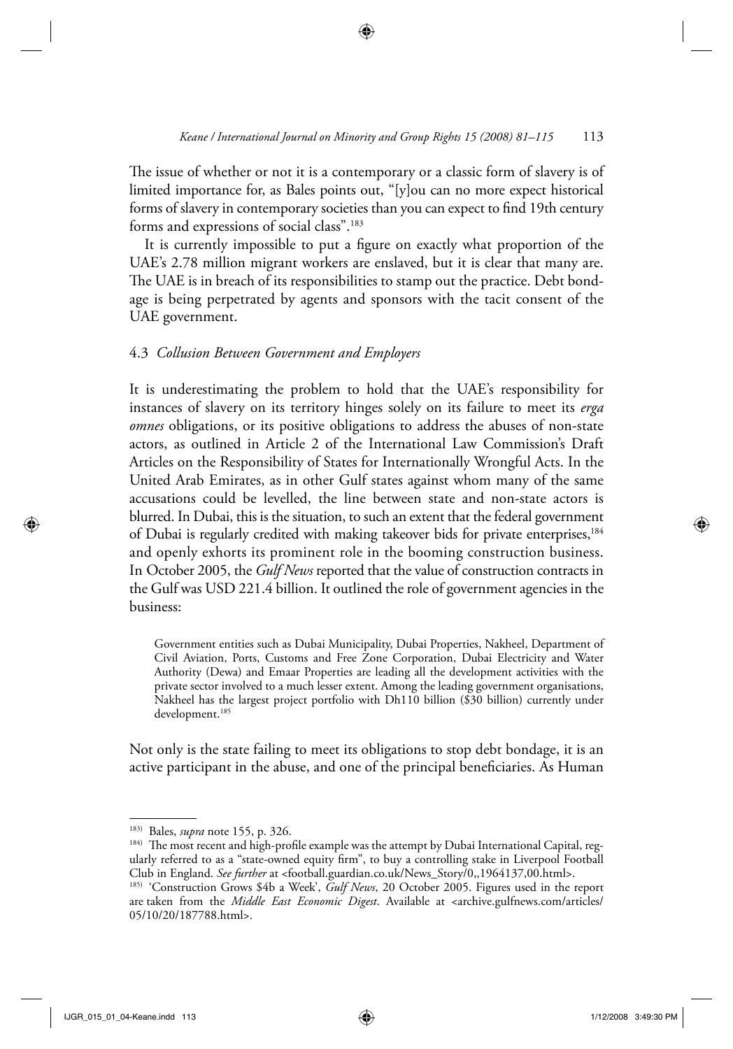The issue of whether or not it is a contemporary or a classic form of slavery is of limited importance for, as Bales points out, "[y]ou can no more expect historical forms of slavery in contemporary societies than you can expect to find 19th century forms and expressions of social class".[183]

It is currently impossible to put a figure on exactly what proportion of the UAE's 2.78 million migrant workers are enslaved, but it is clear that many are. The UAE is in breach of its responsibilities to stamp out the practice. Debt bondage is being perpetrated by agents and sponsors with the tacit consent of the UAE government.

### 4.3 *Collusion Between Government and Employers*

It is underestimating the problem to hold that the UAE's responsibility for instances of slavery on its territory hinges solely on its failure to meet its *erga omnes* obligations, or its positive obligations to address the abuses of non-state actors, as outlined in Article 2 of the International Law Commission's Draft Articles on the Responsibility of States for Internationally Wrongful Acts. In the United Arab Emirates, as in other Gulf states against whom many of the same accusations could be levelled, the line between state and non-state actors is blurred. In Dubai, this is the situation, to such an extent that the federal government of Dubai is regularly credited with making takeover bids for private enterprises,[184] and openly exhorts its prominent role in the booming construction business. In October 2005, the *Gulf News* reported that the value of construction contracts in the Gulf was USD 221.4 billion. It outlined the role of government agencies in the business:

> Government entities such as Dubai Municipality, Dubai Properties, Nakheel, Department of Civil Aviation, Ports, Customs and Free Zone Corporation, Dubai Electricity and Water Authority (Dewa) and Emaar Properties are leading all the development activities with the private sector involved to a much lesser extent. Among the leading government organisations, Nakheel has the largest project portfolio with Dh110 billion ($30 billion) currently under development.[185]

Not only is the state failing to meet its obligations to stop debt bondage, it is an active participant in the abuse, and one of the principal beneficiaries. As Human

---

[183] Bales, *supra* note 155, p. 326.

[184] The most recent and high-profile example was the attempt by Dubai International Capital, regularly referred to as a "state-owned equity firm", to buy a controlling stake in Liverpool Football Club in England. *See further* at <football.guardian.co.uk/News_Story/0,,1964137,00.html>.

[185] 'Construction Grows $4b a Week', *Gulf News*, 20 October 2005. Figures used in the report are taken from the *Middle East Economic Digest*. Available at <archive.gulfnews.com/articles/05/10/20/187788.html>.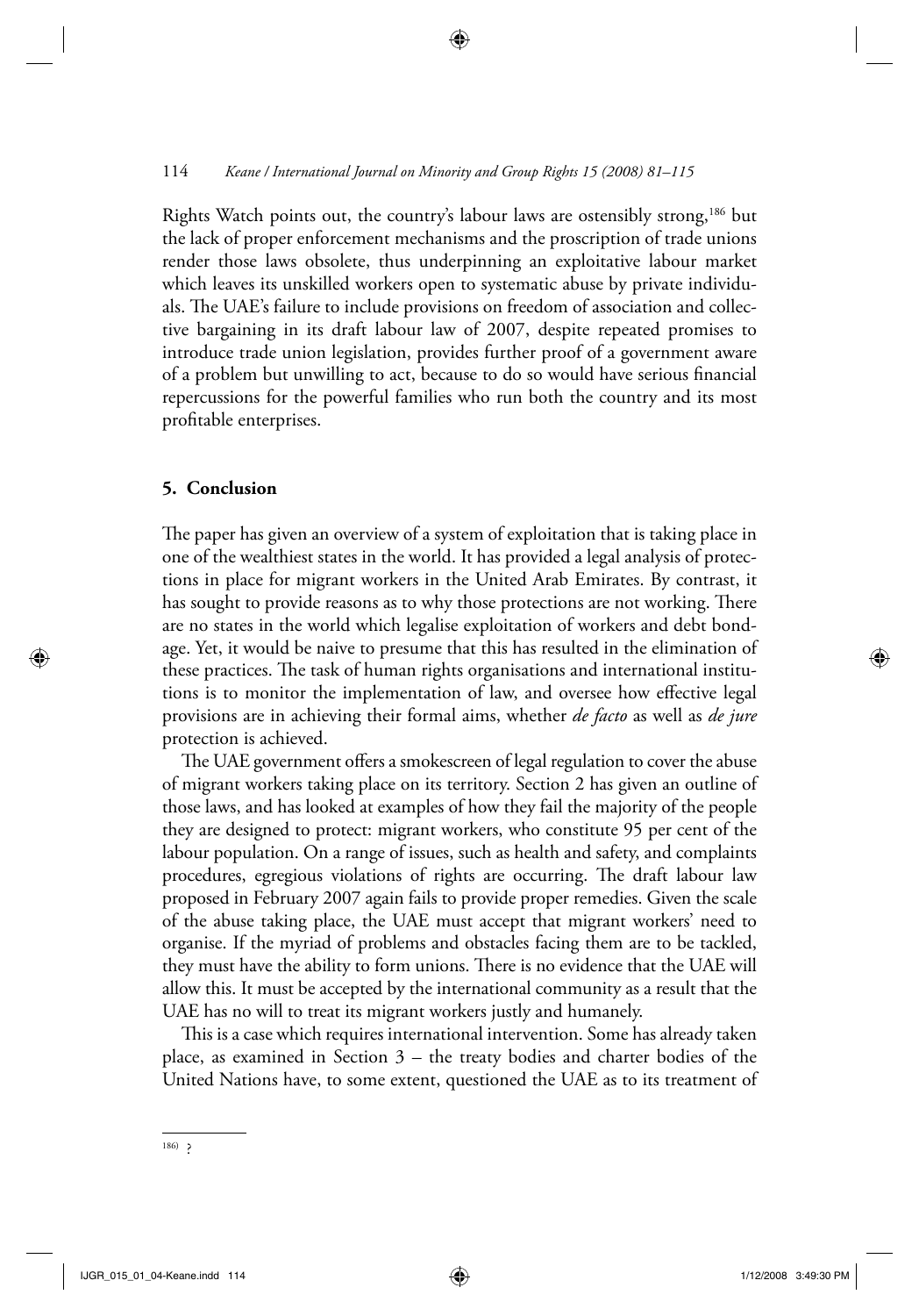Rights Watch points out, the country's labour laws are ostensibly strong,[186] but the lack of proper enforcement mechanisms and the proscription of trade unions render those laws obsolete, thus underpinning an exploitative labour market which leaves its unskilled workers open to systematic abuse by private individuals. The UAE's failure to include provisions on freedom of association and collective bargaining in its draft labour law of 2007, despite repeated promises to introduce trade union legislation, provides further proof of a government aware of a problem but unwilling to act, because to do so would have serious financial repercussions for the powerful families who run both the country and its most profitable enterprises.

## 5. Conclusion

The paper has given an overview of a system of exploitation that is taking place in one of the wealthiest states in the world. It has provided a legal analysis of protections in place for migrant workers in the United Arab Emirates. By contrast, it has sought to provide reasons as to why those protections are not working. There are no states in the world which legalise exploitation of workers and debt bondage. Yet, it would be naive to presume that this has resulted in the elimination of these practices. The task of human rights organisations and international institutions is to monitor the implementation of law, and oversee how effective legal provisions are in achieving their formal aims, whether *de facto* as well as *de jure* protection is achieved.

The UAE government offers a smokescreen of legal regulation to cover the abuse of migrant workers taking place on its territory. Section 2 has given an outline of those laws, and has looked at examples of how they fail the majority of the people they are designed to protect: migrant workers, who constitute 95 per cent of the labour population. On a range of issues, such as health and safety, and complaints procedures, egregious violations of rights are occurring. The draft labour law proposed in February 2007 again fails to provide proper remedies. Given the scale of the abuse taking place, the UAE must accept that migrant workers' need to organise. If the myriad of problems and obstacles facing them are to be tackled, they must have the ability to form unions. There is no evidence that the UAE will allow this. It must be accepted by the international community as a result that the UAE has no will to treat its migrant workers justly and humanely.

This is a case which requires international intervention. Some has already taken place, as examined in Section 3 – the treaty bodies and charter bodies of the United Nations have, to some extent, questioned the UAE as to its treatment of

---

186) ?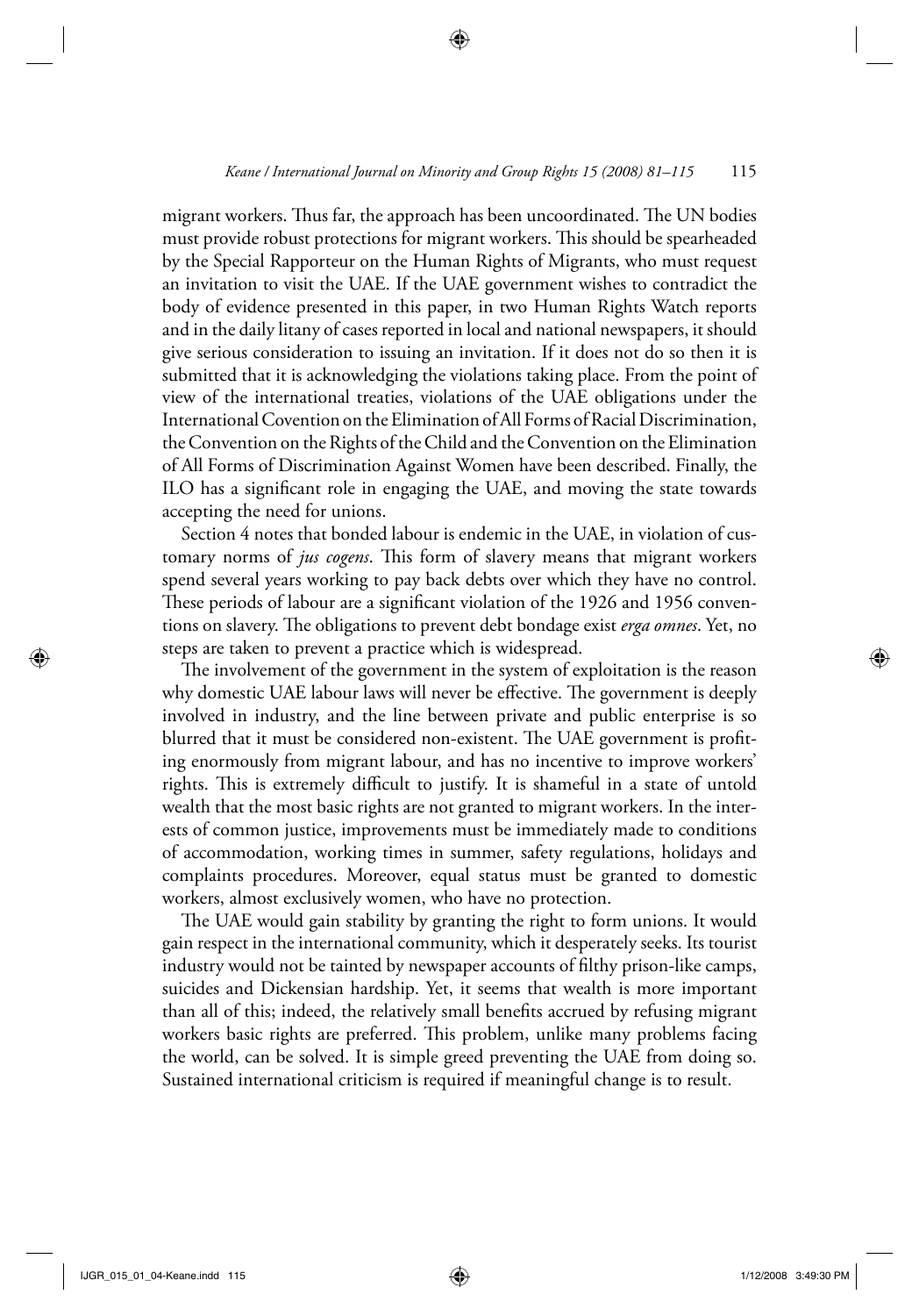migrant workers. Thus far, the approach has been uncoordinated. The UN bodies must provide robust protections for migrant workers. This should be spearheaded by the Special Rapporteur on the Human Rights of Migrants, who must request an invitation to visit the UAE. If the UAE government wishes to contradict the body of evidence presented in this paper, in two Human Rights Watch reports and in the daily litany of cases reported in local and national newspapers, it should give serious consideration to issuing an invitation. If it does not do so then it is submitted that it is acknowledging the violations taking place. From the point of view of the international treaties, violations of the UAE obligations under the International Covention on the Elimination of All Forms of Racial Discrimination, the Convention on the Rights of the Child and the Convention on the Elimination of All Forms of Discrimination Against Women have been described. Finally, the ILO has a significant role in engaging the UAE, and moving the state towards accepting the need for unions.

Section 4 notes that bonded labour is endemic in the UAE, in violation of customary norms of *jus cogens*. This form of slavery means that migrant workers spend several years working to pay back debts over which they have no control. These periods of labour are a significant violation of the 1926 and 1956 conventions on slavery. The obligations to prevent debt bondage exist *erga omnes*. Yet, no steps are taken to prevent a practice which is widespread.

The involvement of the government in the system of exploitation is the reason why domestic UAE labour laws will never be effective. The government is deeply involved in industry, and the line between private and public enterprise is so blurred that it must be considered non-existent. The UAE government is profiting enormously from migrant labour, and has no incentive to improve workers' rights. This is extremely difficult to justify. It is shameful in a state of untold wealth that the most basic rights are not granted to migrant workers. In the interests of common justice, improvements must be immediately made to conditions of accommodation, working times in summer, safety regulations, holidays and complaints procedures. Moreover, equal status must be granted to domestic workers, almost exclusively women, who have no protection.

The UAE would gain stability by granting the right to form unions. It would gain respect in the international community, which it desperately seeks. Its tourist industry would not be tainted by newspaper accounts of filthy prison-like camps, suicides and Dickensian hardship. Yet, it seems that wealth is more important than all of this; indeed, the relatively small benefits accrued by refusing migrant workers basic rights are preferred. This problem, unlike many problems facing the world, can be solved. It is simple greed preventing the UAE from doing so. Sustained international criticism is required if meaningful change is to result.